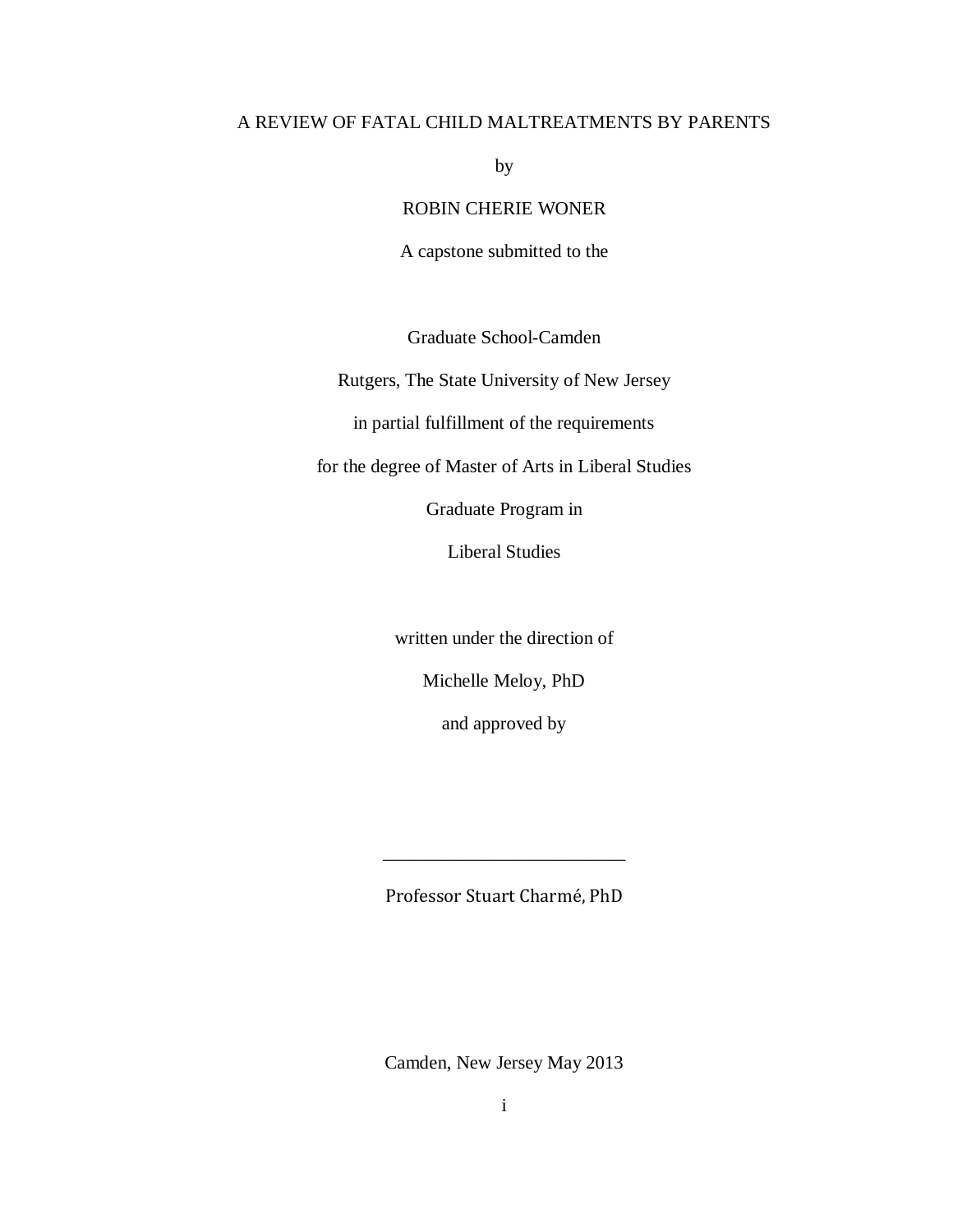# A REVIEW OF FATAL CHILD MALTREATMENTS BY PARENTS

by

ROBIN CHERIE WONER

A capstone submitted to the

Graduate School-Camden

Rutgers, The State University of New Jersey

in partial fulfillment of the requirements

for the degree of Master of Arts in Liberal Studies

Graduate Program in

Liberal Studies

written under the direction of

Michelle Meloy, PhD

and approved by

\_\_\_\_\_\_\_\_\_\_\_\_\_\_\_\_\_\_\_\_\_\_\_\_\_\_\_

Professor Stuart Charmé, PhD

Camden, New Jersey May 2013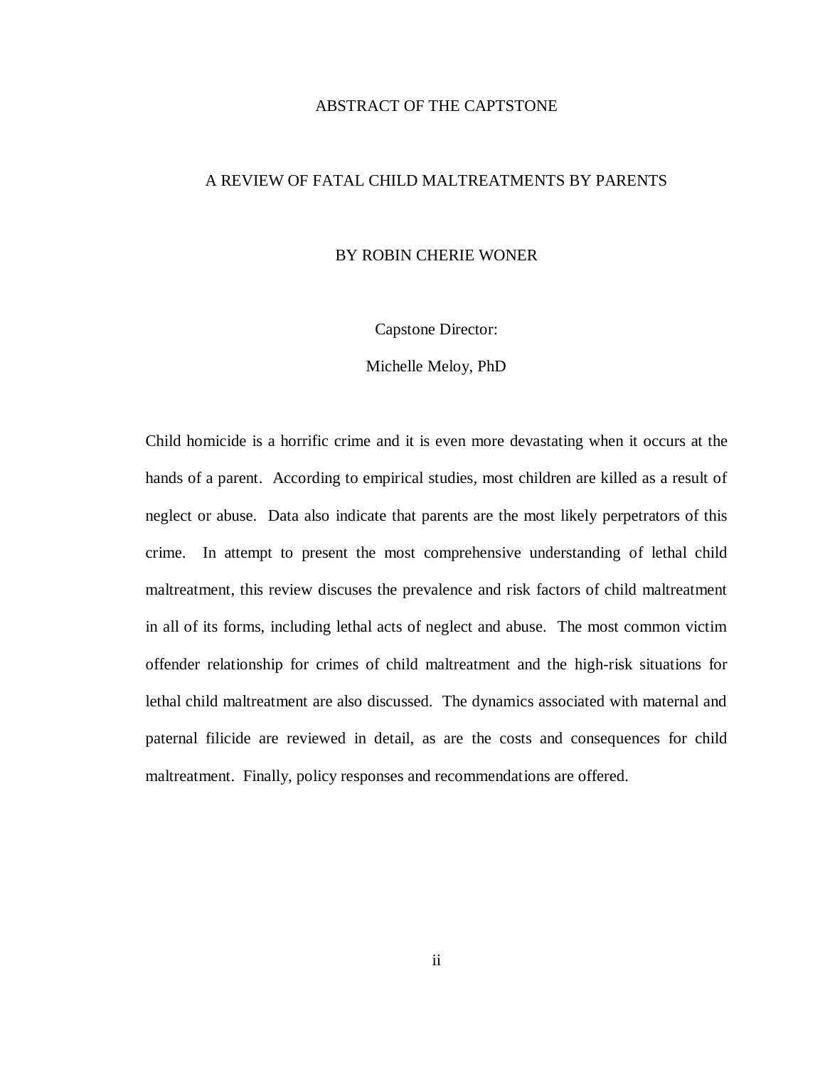# ABSTRACT OF THE CAPTSTONE

## A REVIEW OF FATAL CHILD MALTREATMENTS BY PARENTS

BY ROBIN CHERIE WONER

Capstone Director:

Michelle Meloy, PhD

Child homicide is a horrific crime and it is even more devastating when it occurs at the hands of a parent. According to empirical studies, most children are killed as a result of neglect or abuse. Data also indicate that parents are the most likely perpetrators of this crime. In attempt to present the most comprehensive understanding of lethal child maltreatment, this review discuses the prevalence and risk factors of child maltreatment in all of its forms, including lethal acts of neglect and abuse. The most common victim offender relationship for crimes of child maltreatment and the high-risk situations for lethal child maltreatment are also discussed. The dynamics associated with maternal and paternal filicide are reviewed in detail, as are the costs and consequences for child maltreatment. Finally, policy responses and recommendations are offered.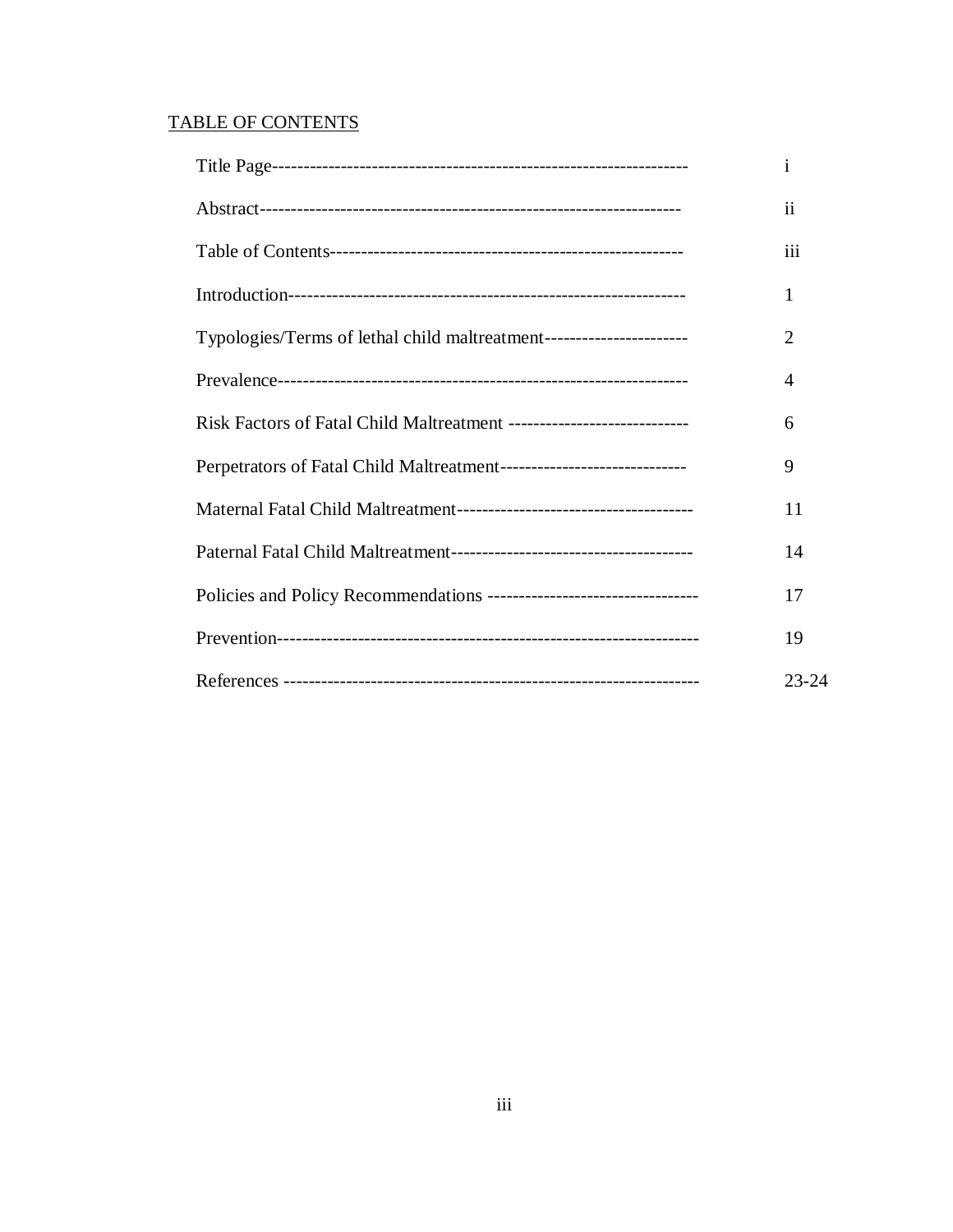TABLE OF CONTENTS

| | |
|---|---|
| Title Page------------------------------------------------------------------- | i |
| Abstract--------------------------------------------------------------------- | ii |
| Table of Contents--------------------------------------------------------- | iii |
| Introduction--------------------------------------------------------------- | 1 |
| Typologies/Terms of lethal child maltreatment---------------------- | 2 |
| Prevalence----------------------------------------------------------------- | 4 |
| Risk Factors of Fatal Child Maltreatment ----------------------------- | 6 |
| Perpetrators of Fatal Child Maltreatment------------------------------ | 9 |
| Maternal Fatal Child Maltreatment-------------------------------------- | 11 |
| Paternal Fatal Child Maltreatment--------------------------------------- | 14 |
| Policies and Policy Recommendations ---------------------------------- | 17 |
| Prevention------------------------------------------------------------------ | 19 |
| References ----------------------------------------------------------------- | 23-24 |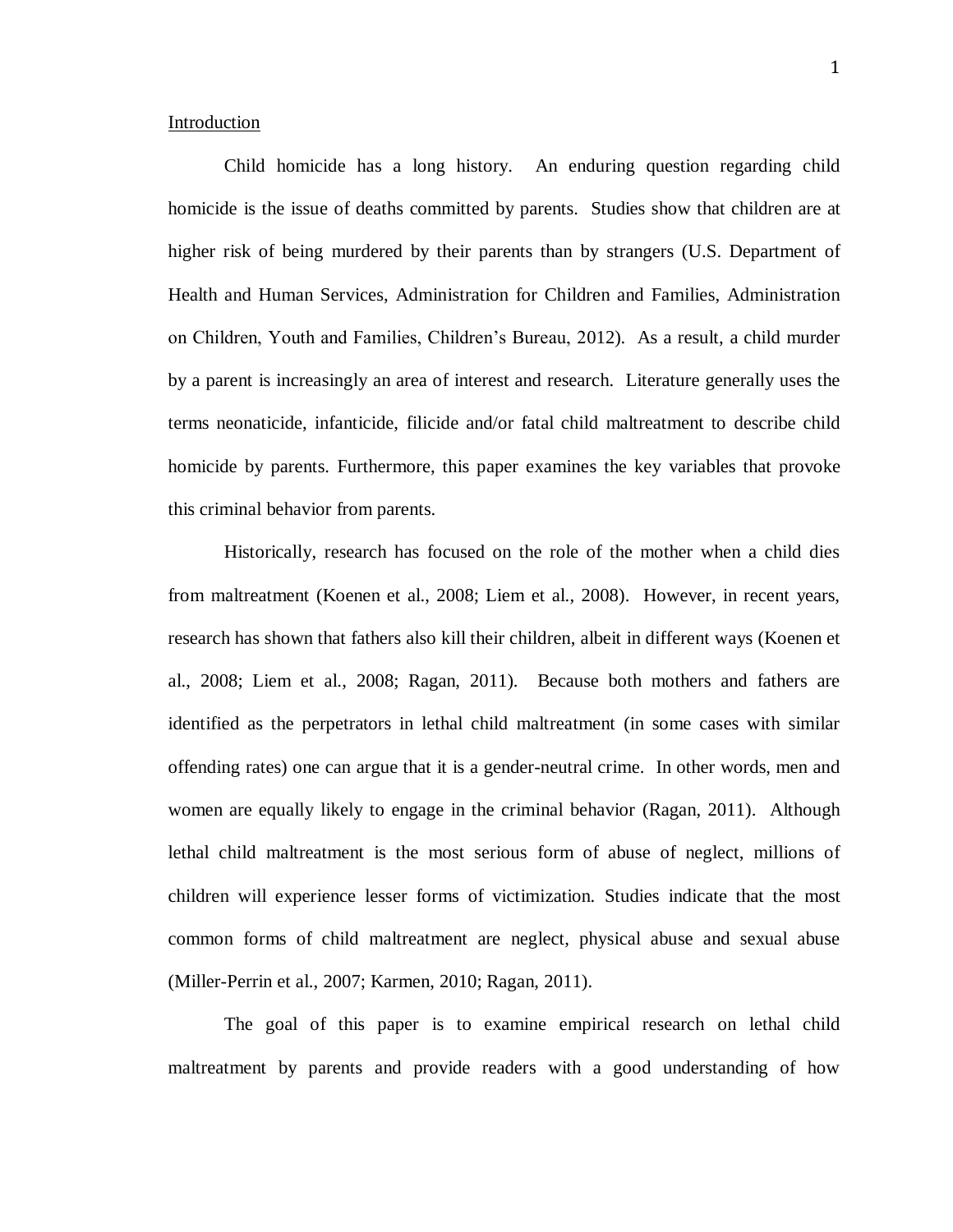Introduction

Child homicide has a long history. An enduring question regarding child homicide is the issue of deaths committed by parents. Studies show that children are at higher risk of being murdered by their parents than by strangers (U.S. Department of Health and Human Services, Administration for Children and Families, Administration on Children, Youth and Families, Children's Bureau, 2012). As a result, a child murder by a parent is increasingly an area of interest and research. Literature generally uses the terms neonaticide, infanticide, filicide and/or fatal child maltreatment to describe child homicide by parents. Furthermore, this paper examines the key variables that provoke this criminal behavior from parents.

Historically, research has focused on the role of the mother when a child dies from maltreatment (Koenen et al., 2008; Liem et al., 2008). However, in recent years, research has shown that fathers also kill their children, albeit in different ways (Koenen et al., 2008; Liem et al., 2008; Ragan, 2011). Because both mothers and fathers are identified as the perpetrators in lethal child maltreatment (in some cases with similar offending rates) one can argue that it is a gender-neutral crime. In other words, men and women are equally likely to engage in the criminal behavior (Ragan, 2011). Although lethal child maltreatment is the most serious form of abuse of neglect, millions of children will experience lesser forms of victimization. Studies indicate that the most common forms of child maltreatment are neglect, physical abuse and sexual abuse (Miller-Perrin et al., 2007; Karmen, 2010; Ragan, 2011).

The goal of this paper is to examine empirical research on lethal child maltreatment by parents and provide readers with a good understanding of how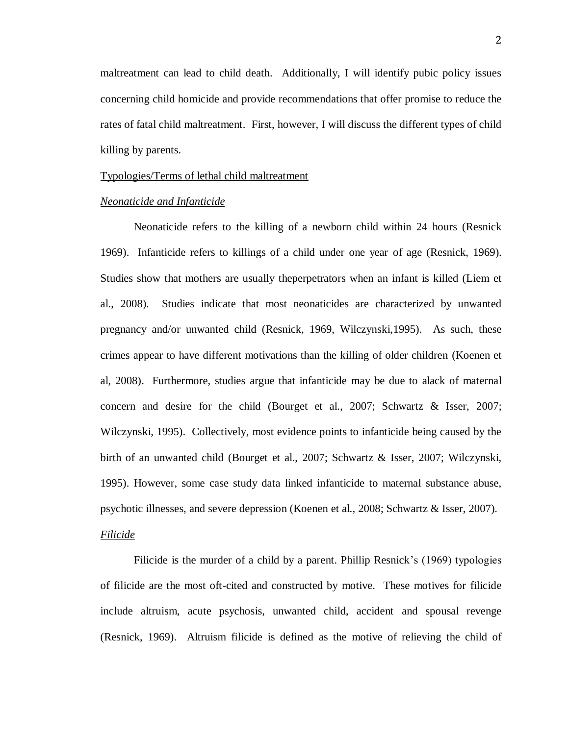maltreatment can lead to child death. Additionally, I will identify pubic policy issues concerning child homicide and provide recommendations that offer promise to reduce the rates of fatal child maltreatment. First, however, I will discuss the different types of child killing by parents.

<u>Typologies/Terms of lethal child maltreatment</u>

*<u>Neonaticide and Infanticide</u>*

Neonaticide refers to the killing of a newborn child within 24 hours (Resnick 1969). Infanticide refers to killings of a child under one year of age (Resnick, 1969). Studies show that mothers are usually theperpetrators when an infant is killed (Liem et al., 2008). Studies indicate that most neonaticides are characterized by unwanted pregnancy and/or unwanted child (Resnick, 1969, Wilczynski,1995). As such, these crimes appear to have different motivations than the killing of older children (Koenen et al, 2008). Furthermore, studies argue that infanticide may be due to alack of maternal concern and desire for the child (Bourget et al., 2007; Schwartz & Isser, 2007; Wilczynski, 1995). Collectively, most evidence points to infanticide being caused by the birth of an unwanted child (Bourget et al., 2007; Schwartz & Isser, 2007; Wilczynski, 1995). However, some case study data linked infanticide to maternal substance abuse, psychotic illnesses, and severe depression (Koenen et al., 2008; Schwartz & Isser, 2007).

*<u>Filicide</u>*

Filicide is the murder of a child by a parent. Phillip Resnick's (1969) typologies of filicide are the most oft-cited and constructed by motive. These motives for filicide include altruism, acute psychosis, unwanted child, accident and spousal revenge (Resnick, 1969). Altruism filicide is defined as the motive of relieving the child of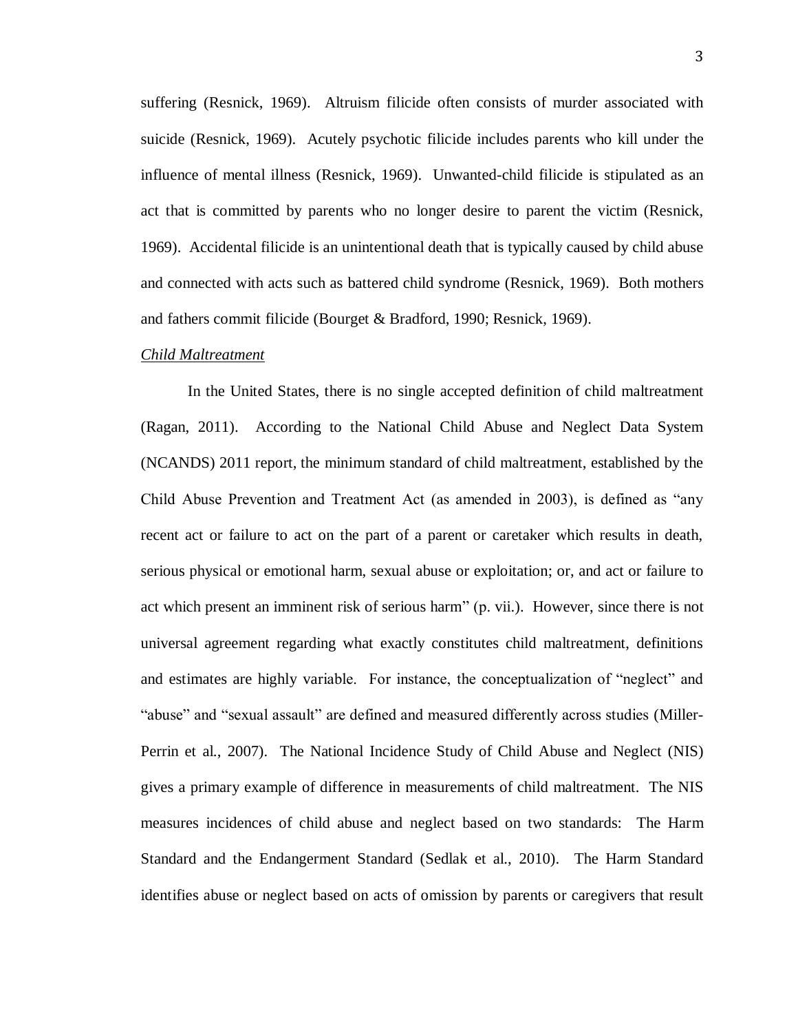suffering (Resnick, 1969). Altruism filicide often consists of murder associated with suicide (Resnick, 1969). Acutely psychotic filicide includes parents who kill under the influence of mental illness (Resnick, 1969). Unwanted-child filicide is stipulated as an act that is committed by parents who no longer desire to parent the victim (Resnick, 1969). Accidental filicide is an unintentional death that is typically caused by child abuse and connected with acts such as battered child syndrome (Resnick, 1969). Both mothers and fathers commit filicide (Bourget & Bradford, 1990; Resnick, 1969).

*Child Maltreatment*

In the United States, there is no single accepted definition of child maltreatment (Ragan, 2011). According to the National Child Abuse and Neglect Data System (NCANDS) 2011 report, the minimum standard of child maltreatment, established by the Child Abuse Prevention and Treatment Act (as amended in 2003), is defined as "any recent act or failure to act on the part of a parent or caretaker which results in death, serious physical or emotional harm, sexual abuse or exploitation; or, and act or failure to act which present an imminent risk of serious harm" (p. vii.). However, since there is not universal agreement regarding what exactly constitutes child maltreatment, definitions and estimates are highly variable. For instance, the conceptualization of "neglect" and "abuse" and "sexual assault" are defined and measured differently across studies (Miller-Perrin et al., 2007). The National Incidence Study of Child Abuse and Neglect (NIS) gives a primary example of difference in measurements of child maltreatment. The NIS measures incidences of child abuse and neglect based on two standards: The Harm Standard and the Endangerment Standard (Sedlak et al., 2010). The Harm Standard identifies abuse or neglect based on acts of omission by parents or caregivers that result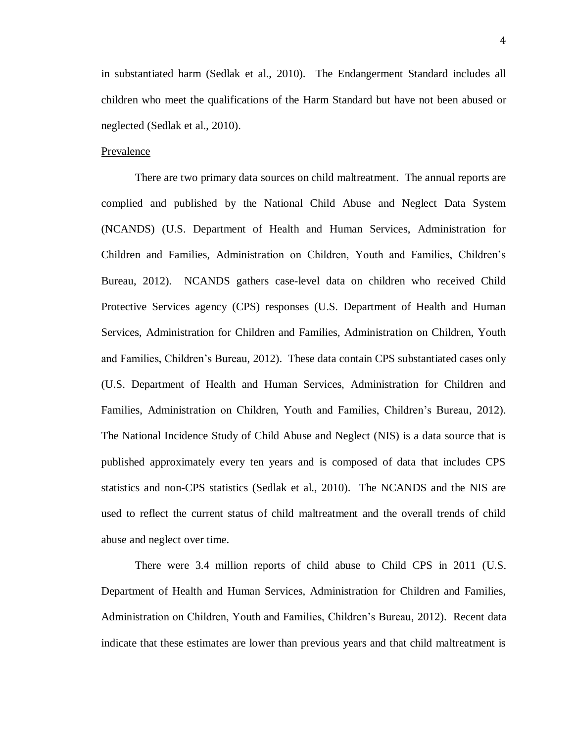in substantiated harm (Sedlak et al., 2010). The Endangerment Standard includes all children who meet the qualifications of the Harm Standard but have not been abused or neglected (Sedlak et al., 2010).

Prevalence

There are two primary data sources on child maltreatment. The annual reports are complied and published by the National Child Abuse and Neglect Data System (NCANDS) (U.S. Department of Health and Human Services, Administration for Children and Families, Administration on Children, Youth and Families, Children's Bureau, 2012). NCANDS gathers case-level data on children who received Child Protective Services agency (CPS) responses (U.S. Department of Health and Human Services, Administration for Children and Families, Administration on Children, Youth and Families, Children's Bureau, 2012). These data contain CPS substantiated cases only (U.S. Department of Health and Human Services, Administration for Children and Families, Administration on Children, Youth and Families, Children's Bureau, 2012). The National Incidence Study of Child Abuse and Neglect (NIS) is a data source that is published approximately every ten years and is composed of data that includes CPS statistics and non-CPS statistics (Sedlak et al., 2010). The NCANDS and the NIS are used to reflect the current status of child maltreatment and the overall trends of child abuse and neglect over time.

There were 3.4 million reports of child abuse to Child CPS in 2011 (U.S. Department of Health and Human Services, Administration for Children and Families, Administration on Children, Youth and Families, Children's Bureau, 2012). Recent data indicate that these estimates are lower than previous years and that child maltreatment is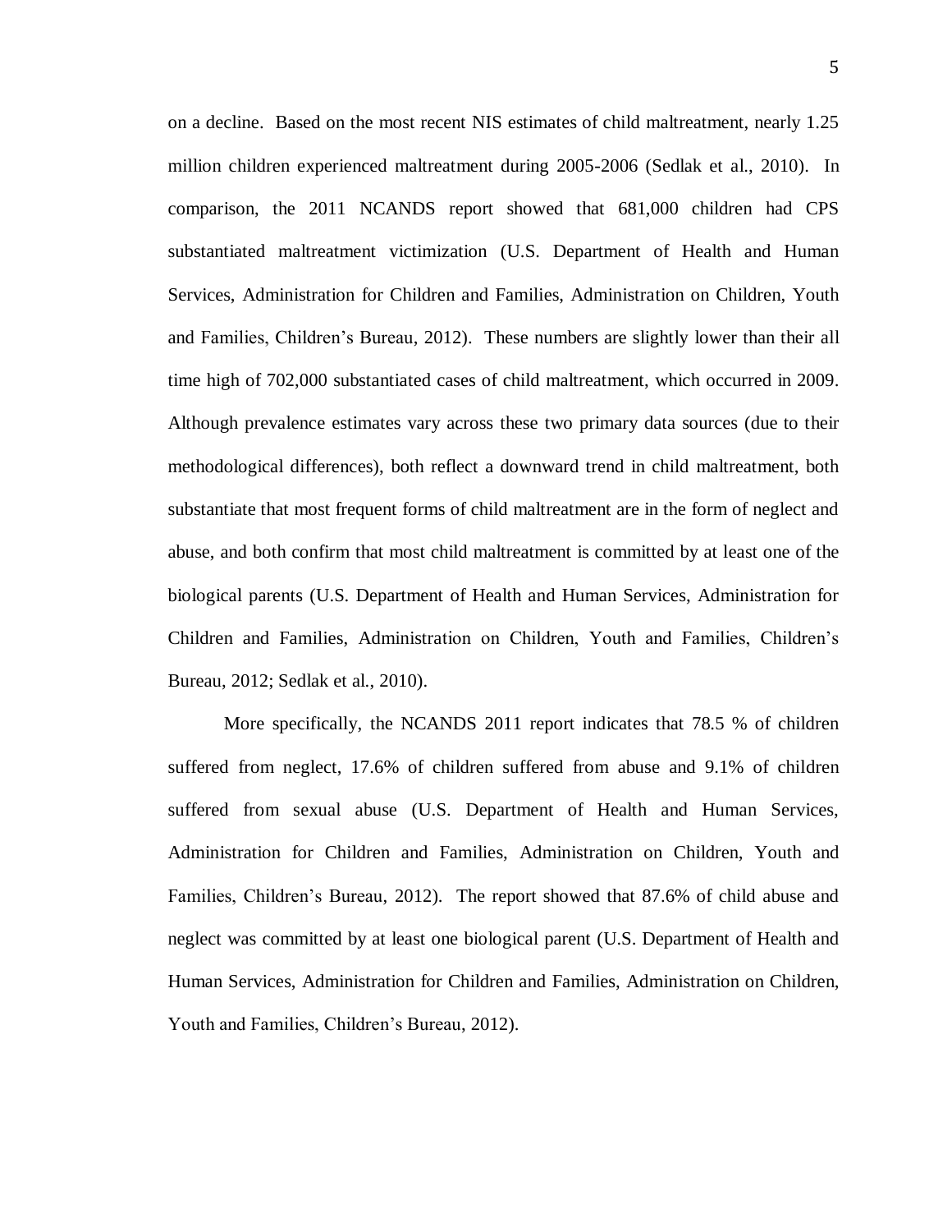on a decline. Based on the most recent NIS estimates of child maltreatment, nearly 1.25 million children experienced maltreatment during 2005-2006 (Sedlak et al., 2010). In comparison, the 2011 NCANDS report showed that 681,000 children had CPS substantiated maltreatment victimization (U.S. Department of Health and Human Services, Administration for Children and Families, Administration on Children, Youth and Families, Children's Bureau, 2012). These numbers are slightly lower than their all time high of 702,000 substantiated cases of child maltreatment, which occurred in 2009. Although prevalence estimates vary across these two primary data sources (due to their methodological differences), both reflect a downward trend in child maltreatment, both substantiate that most frequent forms of child maltreatment are in the form of neglect and abuse, and both confirm that most child maltreatment is committed by at least one of the biological parents (U.S. Department of Health and Human Services, Administration for Children and Families, Administration on Children, Youth and Families, Children's Bureau, 2012; Sedlak et al., 2010).

More specifically, the NCANDS 2011 report indicates that 78.5 % of children suffered from neglect, 17.6% of children suffered from abuse and 9.1% of children suffered from sexual abuse (U.S. Department of Health and Human Services, Administration for Children and Families, Administration on Children, Youth and Families, Children's Bureau, 2012). The report showed that 87.6% of child abuse and neglect was committed by at least one biological parent (U.S. Department of Health and Human Services, Administration for Children and Families, Administration on Children, Youth and Families, Children's Bureau, 2012).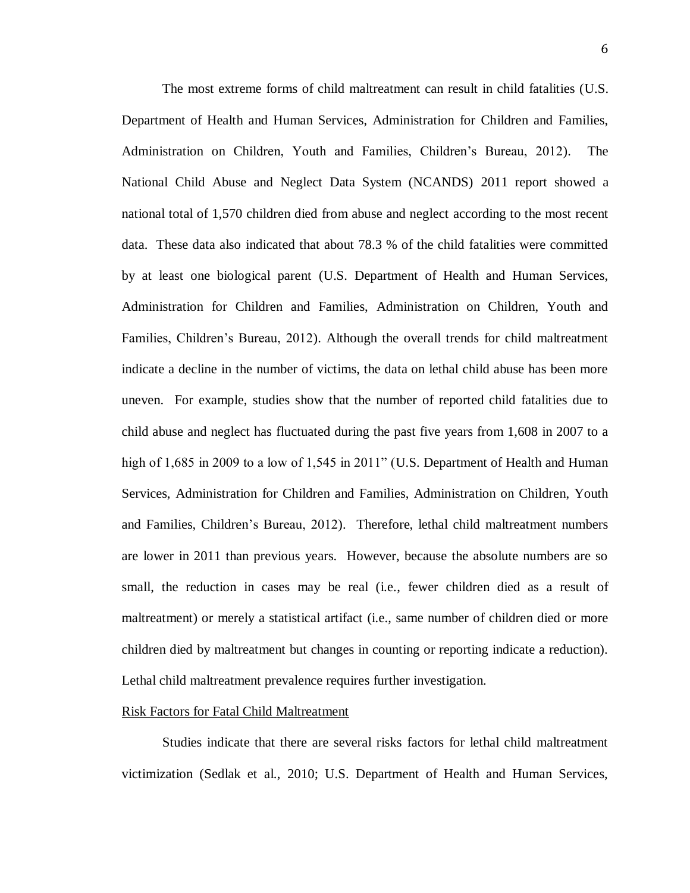The most extreme forms of child maltreatment can result in child fatalities (U.S. Department of Health and Human Services, Administration for Children and Families, Administration on Children, Youth and Families, Children's Bureau, 2012). The National Child Abuse and Neglect Data System (NCANDS) 2011 report showed a national total of 1,570 children died from abuse and neglect according to the most recent data. These data also indicated that about 78.3 % of the child fatalities were committed by at least one biological parent (U.S. Department of Health and Human Services, Administration for Children and Families, Administration on Children, Youth and Families, Children's Bureau, 2012). Although the overall trends for child maltreatment indicate a decline in the number of victims, the data on lethal child abuse has been more uneven. For example, studies show that the number of reported child fatalities due to child abuse and neglect has fluctuated during the past five years from 1,608 in 2007 to a high of 1,685 in 2009 to a low of 1,545 in 2011" (U.S. Department of Health and Human Services, Administration for Children and Families, Administration on Children, Youth and Families, Children's Bureau, 2012). Therefore, lethal child maltreatment numbers are lower in 2011 than previous years. However, because the absolute numbers are so small, the reduction in cases may be real (i.e., fewer children died as a result of maltreatment) or merely a statistical artifact (i.e., same number of children died or more children died by maltreatment but changes in counting or reporting indicate a reduction). Lethal child maltreatment prevalence requires further investigation.

## Risk Factors for Fatal Child Maltreatment

Studies indicate that there are several risks factors for lethal child maltreatment victimization (Sedlak et al., 2010; U.S. Department of Health and Human Services,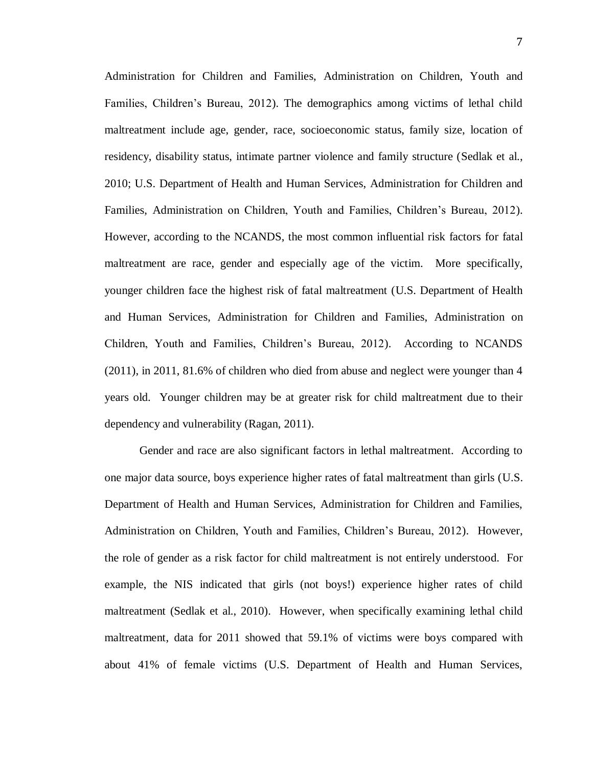Administration for Children and Families, Administration on Children, Youth and Families, Children's Bureau, 2012). The demographics among victims of lethal child maltreatment include age, gender, race, socioeconomic status, family size, location of residency, disability status, intimate partner violence and family structure (Sedlak et al., 2010; U.S. Department of Health and Human Services, Administration for Children and Families, Administration on Children, Youth and Families, Children's Bureau, 2012). However, according to the NCANDS, the most common influential risk factors for fatal maltreatment are race, gender and especially age of the victim. More specifically, younger children face the highest risk of fatal maltreatment (U.S. Department of Health and Human Services, Administration for Children and Families, Administration on Children, Youth and Families, Children's Bureau, 2012). According to NCANDS (2011), in 2011, 81.6% of children who died from abuse and neglect were younger than 4 years old. Younger children may be at greater risk for child maltreatment due to their dependency and vulnerability (Ragan, 2011).

Gender and race are also significant factors in lethal maltreatment. According to one major data source, boys experience higher rates of fatal maltreatment than girls (U.S. Department of Health and Human Services, Administration for Children and Families, Administration on Children, Youth and Families, Children's Bureau, 2012). However, the role of gender as a risk factor for child maltreatment is not entirely understood. For example, the NIS indicated that girls (not boys!) experience higher rates of child maltreatment (Sedlak et al., 2010). However, when specifically examining lethal child maltreatment, data for 2011 showed that 59.1% of victims were boys compared with about 41% of female victims (U.S. Department of Health and Human Services,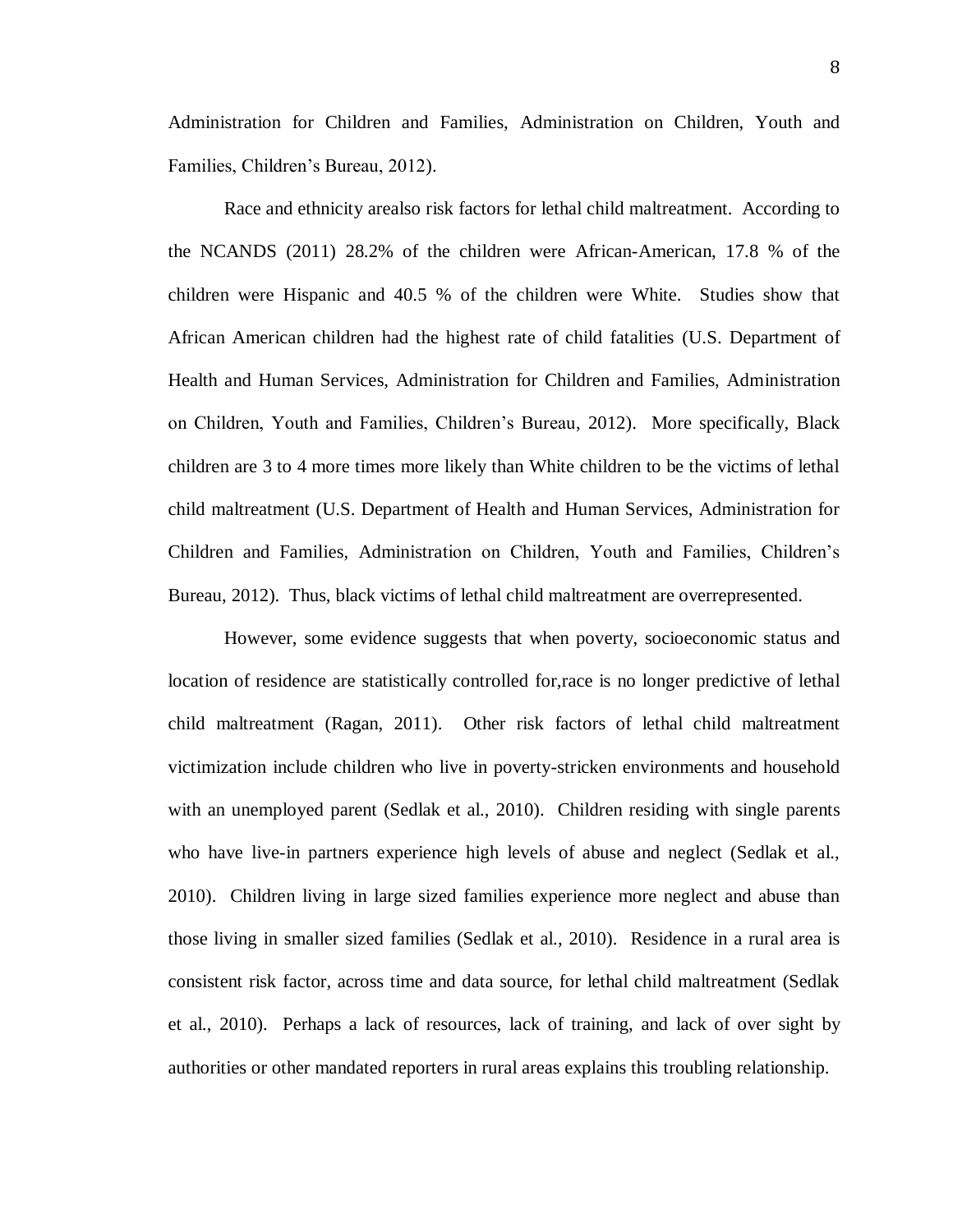Administration for Children and Families, Administration on Children, Youth and Families, Children's Bureau, 2012).

Race and ethnicity arealso risk factors for lethal child maltreatment. According to the NCANDS (2011) 28.2% of the children were African-American, 17.8 % of the children were Hispanic and 40.5 % of the children were White. Studies show that African American children had the highest rate of child fatalities (U.S. Department of Health and Human Services, Administration for Children and Families, Administration on Children, Youth and Families, Children's Bureau, 2012). More specifically, Black children are 3 to 4 more times more likely than White children to be the victims of lethal child maltreatment (U.S. Department of Health and Human Services, Administration for Children and Families, Administration on Children, Youth and Families, Children's Bureau, 2012). Thus, black victims of lethal child maltreatment are overrepresented.

However, some evidence suggests that when poverty, socioeconomic status and location of residence are statistically controlled for,race is no longer predictive of lethal child maltreatment (Ragan, 2011). Other risk factors of lethal child maltreatment victimization include children who live in poverty-stricken environments and household with an unemployed parent (Sedlak et al., 2010). Children residing with single parents who have live-in partners experience high levels of abuse and neglect (Sedlak et al., 2010). Children living in large sized families experience more neglect and abuse than those living in smaller sized families (Sedlak et al., 2010). Residence in a rural area is consistent risk factor, across time and data source, for lethal child maltreatment (Sedlak et al., 2010). Perhaps a lack of resources, lack of training, and lack of over sight by authorities or other mandated reporters in rural areas explains this troubling relationship.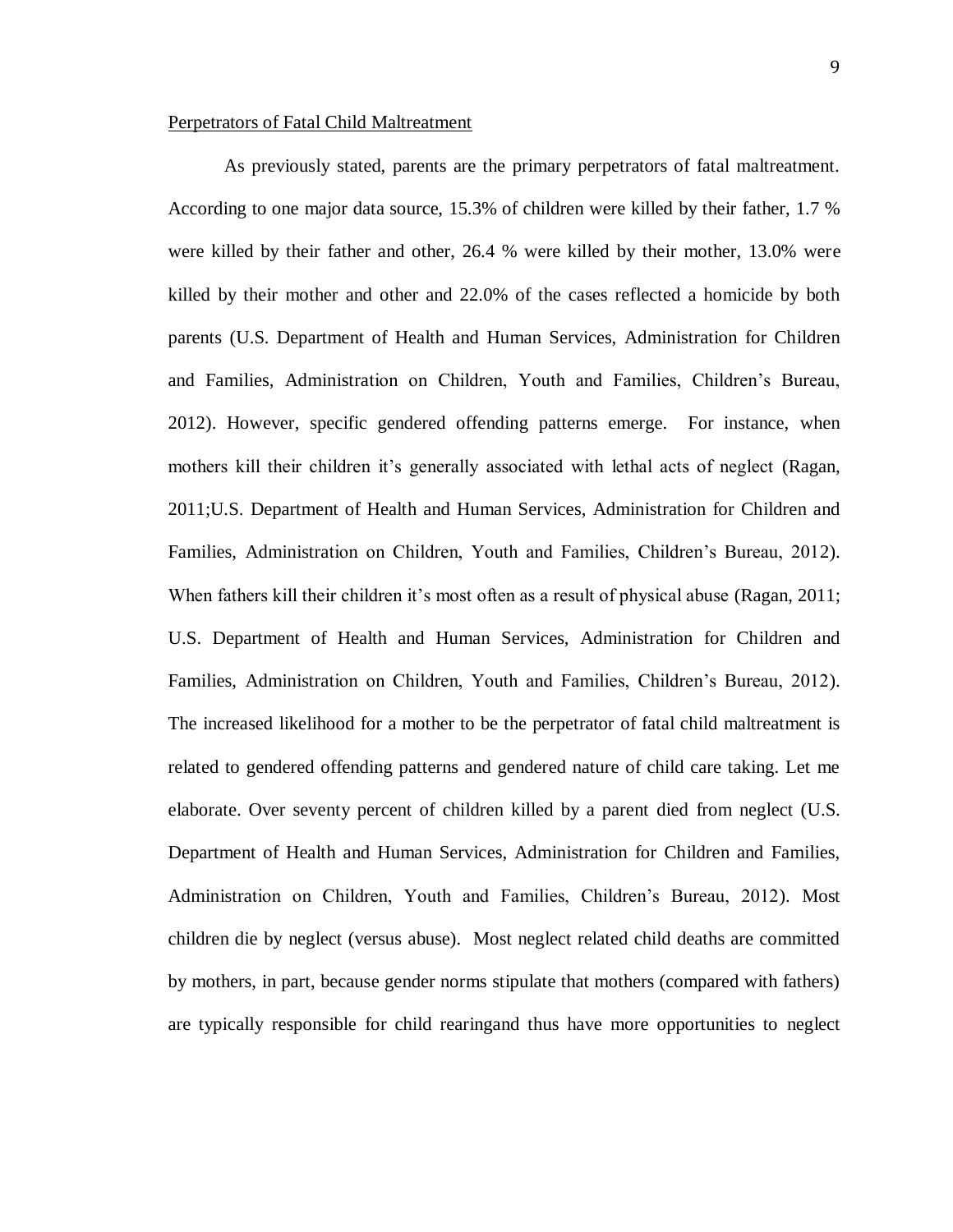Perpetrators of Fatal Child Maltreatment

As previously stated, parents are the primary perpetrators of fatal maltreatment. According to one major data source, 15.3% of children were killed by their father, 1.7 % were killed by their father and other, 26.4 % were killed by their mother, 13.0% were killed by their mother and other and 22.0% of the cases reflected a homicide by both parents (U.S. Department of Health and Human Services, Administration for Children and Families, Administration on Children, Youth and Families, Children's Bureau, 2012). However, specific gendered offending patterns emerge. For instance, when mothers kill their children it's generally associated with lethal acts of neglect (Ragan, 2011;U.S. Department of Health and Human Services, Administration for Children and Families, Administration on Children, Youth and Families, Children's Bureau, 2012). When fathers kill their children it's most often as a result of physical abuse (Ragan, 2011; U.S. Department of Health and Human Services, Administration for Children and Families, Administration on Children, Youth and Families, Children's Bureau, 2012). The increased likelihood for a mother to be the perpetrator of fatal child maltreatment is related to gendered offending patterns and gendered nature of child care taking. Let me elaborate. Over seventy percent of children killed by a parent died from neglect (U.S. Department of Health and Human Services, Administration for Children and Families, Administration on Children, Youth and Families, Children's Bureau, 2012). Most children die by neglect (versus abuse). Most neglect related child deaths are committed by mothers, in part, because gender norms stipulate that mothers (compared with fathers) are typically responsible for child rearingand thus have more opportunities to neglect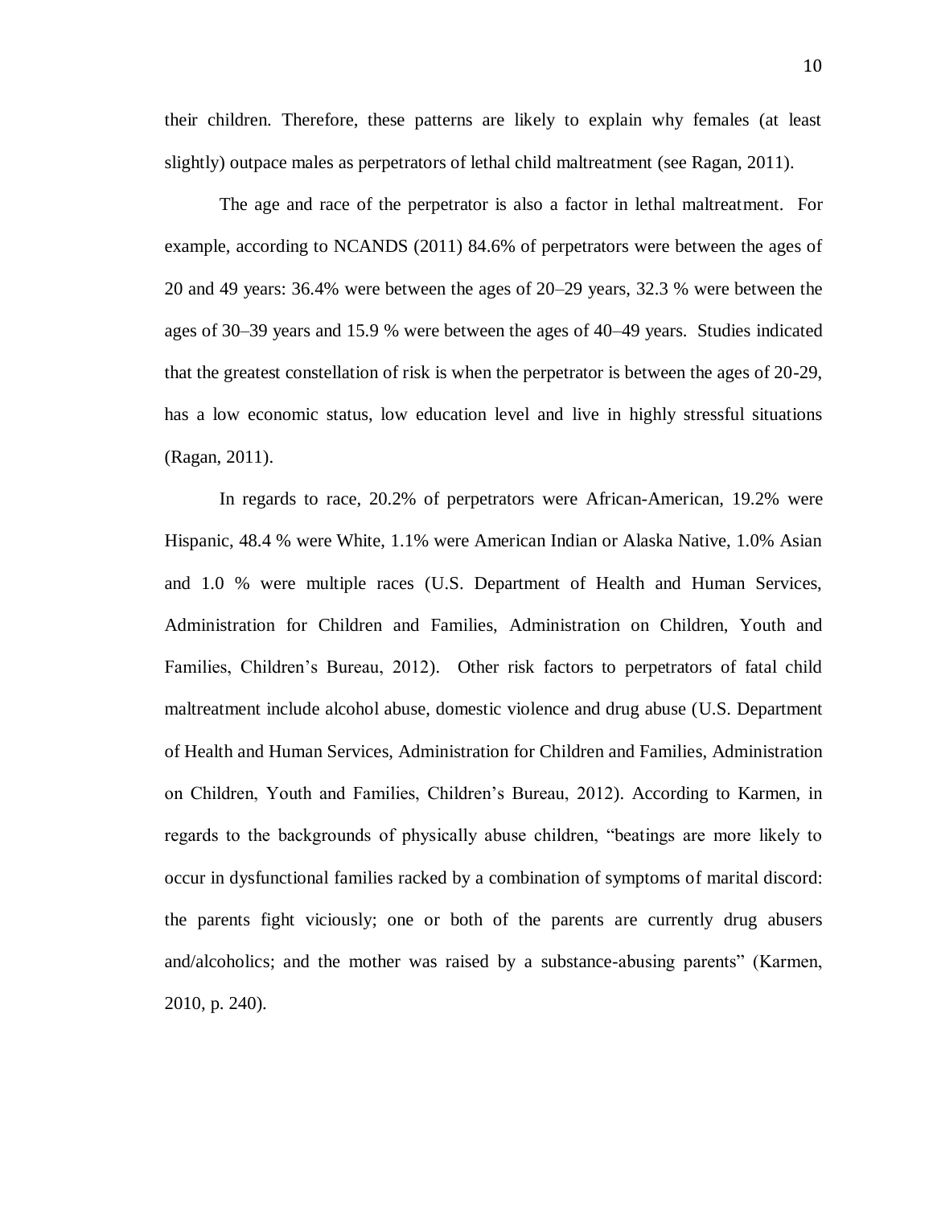their children. Therefore, these patterns are likely to explain why females (at least slightly) outpace males as perpetrators of lethal child maltreatment (see Ragan, 2011).

The age and race of the perpetrator is also a factor in lethal maltreatment. For example, according to NCANDS (2011) 84.6% of perpetrators were between the ages of 20 and 49 years: 36.4% were between the ages of 20–29 years, 32.3 % were between the ages of 30–39 years and 15.9 % were between the ages of 40–49 years. Studies indicated that the greatest constellation of risk is when the perpetrator is between the ages of 20-29, has a low economic status, low education level and live in highly stressful situations (Ragan, 2011).

In regards to race, 20.2% of perpetrators were African-American, 19.2% were Hispanic, 48.4 % were White, 1.1% were American Indian or Alaska Native, 1.0% Asian and 1.0 % were multiple races (U.S. Department of Health and Human Services, Administration for Children and Families, Administration on Children, Youth and Families, Children's Bureau, 2012). Other risk factors to perpetrators of fatal child maltreatment include alcohol abuse, domestic violence and drug abuse (U.S. Department of Health and Human Services, Administration for Children and Families, Administration on Children, Youth and Families, Children's Bureau, 2012). According to Karmen, in regards to the backgrounds of physically abuse children, "beatings are more likely to occur in dysfunctional families racked by a combination of symptoms of marital discord: the parents fight viciously; one or both of the parents are currently drug abusers and/alcoholics; and the mother was raised by a substance-abusing parents" (Karmen, 2010, p. 240).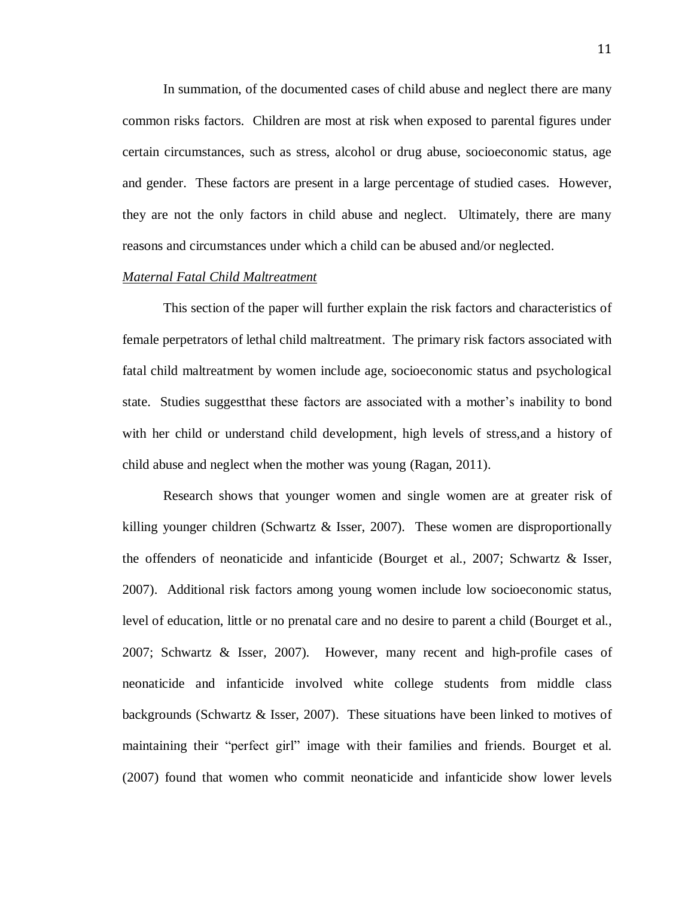In summation, of the documented cases of child abuse and neglect there are many common risks factors. Children are most at risk when exposed to parental figures under certain circumstances, such as stress, alcohol or drug abuse, socioeconomic status, age and gender. These factors are present in a large percentage of studied cases. However, they are not the only factors in child abuse and neglect. Ultimately, there are many reasons and circumstances under which a child can be abused and/or neglected.

<u>*Maternal Fatal Child Maltreatment*</u>

This section of the paper will further explain the risk factors and characteristics of female perpetrators of lethal child maltreatment. The primary risk factors associated with fatal child maltreatment by women include age, socioeconomic status and psychological state. Studies suggestthat these factors are associated with a mother's inability to bond with her child or understand child development, high levels of stress,and a history of child abuse and neglect when the mother was young (Ragan, 2011).

Research shows that younger women and single women are at greater risk of killing younger children (Schwartz & Isser, 2007). These women are disproportionally the offenders of neonaticide and infanticide (Bourget et al., 2007; Schwartz & Isser, 2007). Additional risk factors among young women include low socioeconomic status, level of education, little or no prenatal care and no desire to parent a child (Bourget et al., 2007; Schwartz & Isser, 2007). However, many recent and high-profile cases of neonaticide and infanticide involved white college students from middle class backgrounds (Schwartz & Isser, 2007). These situations have been linked to motives of maintaining their "perfect girl" image with their families and friends. Bourget et al. (2007) found that women who commit neonaticide and infanticide show lower levels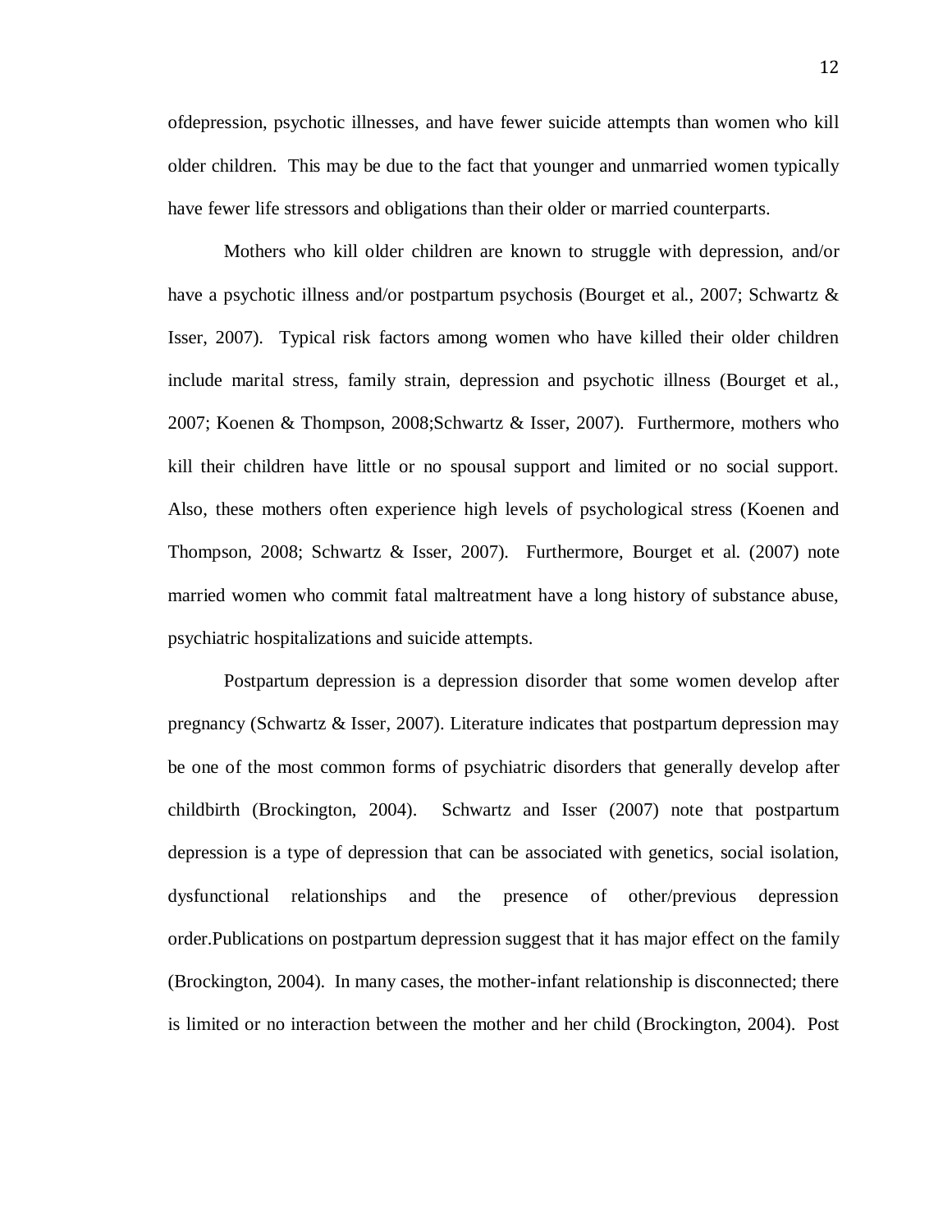ofdepression, psychotic illnesses, and have fewer suicide attempts than women who kill older children. This may be due to the fact that younger and unmarried women typically have fewer life stressors and obligations than their older or married counterparts.

Mothers who kill older children are known to struggle with depression, and/or have a psychotic illness and/or postpartum psychosis (Bourget et al., 2007; Schwartz & Isser, 2007). Typical risk factors among women who have killed their older children include marital stress, family strain, depression and psychotic illness (Bourget et al., 2007; Koenen & Thompson, 2008;Schwartz & Isser, 2007). Furthermore, mothers who kill their children have little or no spousal support and limited or no social support. Also, these mothers often experience high levels of psychological stress (Koenen and Thompson, 2008; Schwartz & Isser, 2007). Furthermore, Bourget et al. (2007) note married women who commit fatal maltreatment have a long history of substance abuse, psychiatric hospitalizations and suicide attempts.

Postpartum depression is a depression disorder that some women develop after pregnancy (Schwartz & Isser, 2007). Literature indicates that postpartum depression may be one of the most common forms of psychiatric disorders that generally develop after childbirth (Brockington, 2004). Schwartz and Isser (2007) note that postpartum depression is a type of depression that can be associated with genetics, social isolation, dysfunctional relationships and the presence of other/previous depression order.Publications on postpartum depression suggest that it has major effect on the family (Brockington, 2004). In many cases, the mother-infant relationship is disconnected; there is limited or no interaction between the mother and her child (Brockington, 2004). Post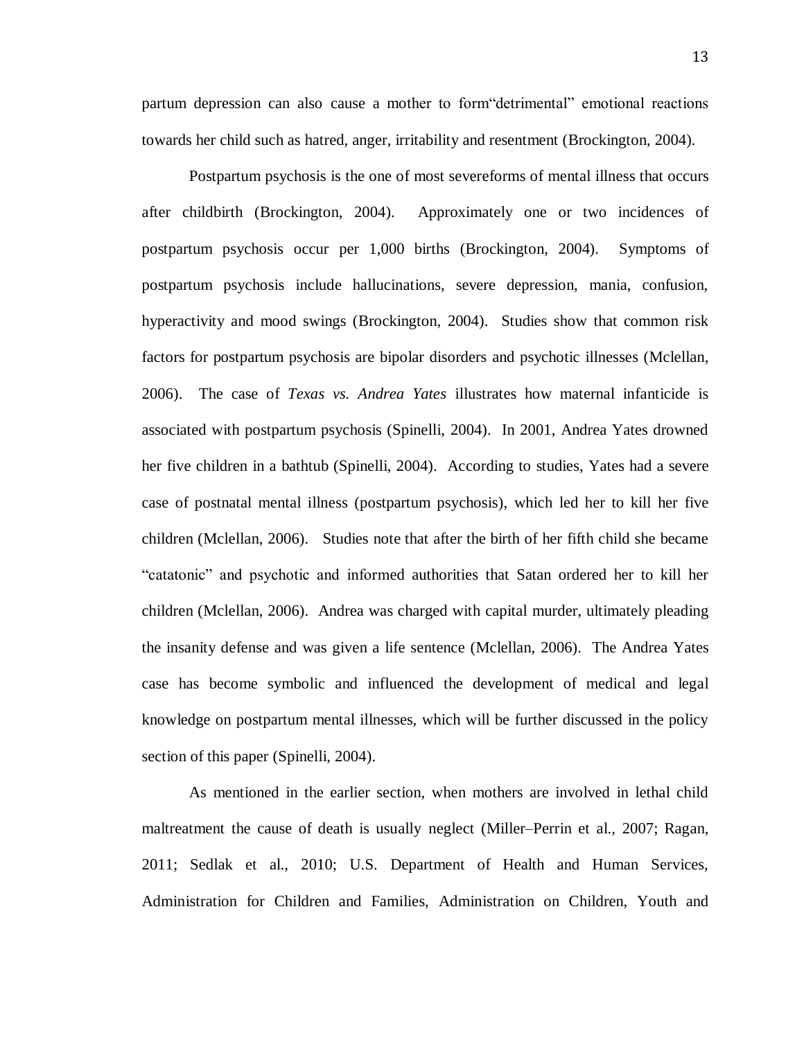partum depression can also cause a mother to form“detrimental” emotional reactions towards her child such as hatred, anger, irritability and resentment (Brockington, 2004).

Postpartum psychosis is the one of most severeforms of mental illness that occurs after childbirth (Brockington, 2004). Approximately one or two incidences of postpartum psychosis occur per 1,000 births (Brockington, 2004). Symptoms of postpartum psychosis include hallucinations, severe depression, mania, confusion, hyperactivity and mood swings (Brockington, 2004). Studies show that common risk factors for postpartum psychosis are bipolar disorders and psychotic illnesses (Mclellan, 2006). The case of *Texas vs. Andrea Yates* illustrates how maternal infanticide is associated with postpartum psychosis (Spinelli, 2004). In 2001, Andrea Yates drowned her five children in a bathtub (Spinelli, 2004). According to studies, Yates had a severe case of postnatal mental illness (postpartum psychosis), which led her to kill her five children (Mclellan, 2006). Studies note that after the birth of her fifth child she became “catatonic” and psychotic and informed authorities that Satan ordered her to kill her children (Mclellan, 2006). Andrea was charged with capital murder, ultimately pleading the insanity defense and was given a life sentence (Mclellan, 2006). The Andrea Yates case has become symbolic and influenced the development of medical and legal knowledge on postpartum mental illnesses, which will be further discussed in the policy section of this paper (Spinelli, 2004).

As mentioned in the earlier section, when mothers are involved in lethal child maltreatment the cause of death is usually neglect (Miller–Perrin et al., 2007; Ragan, 2011; Sedlak et al., 2010; U.S. Department of Health and Human Services, Administration for Children and Families, Administration on Children, Youth and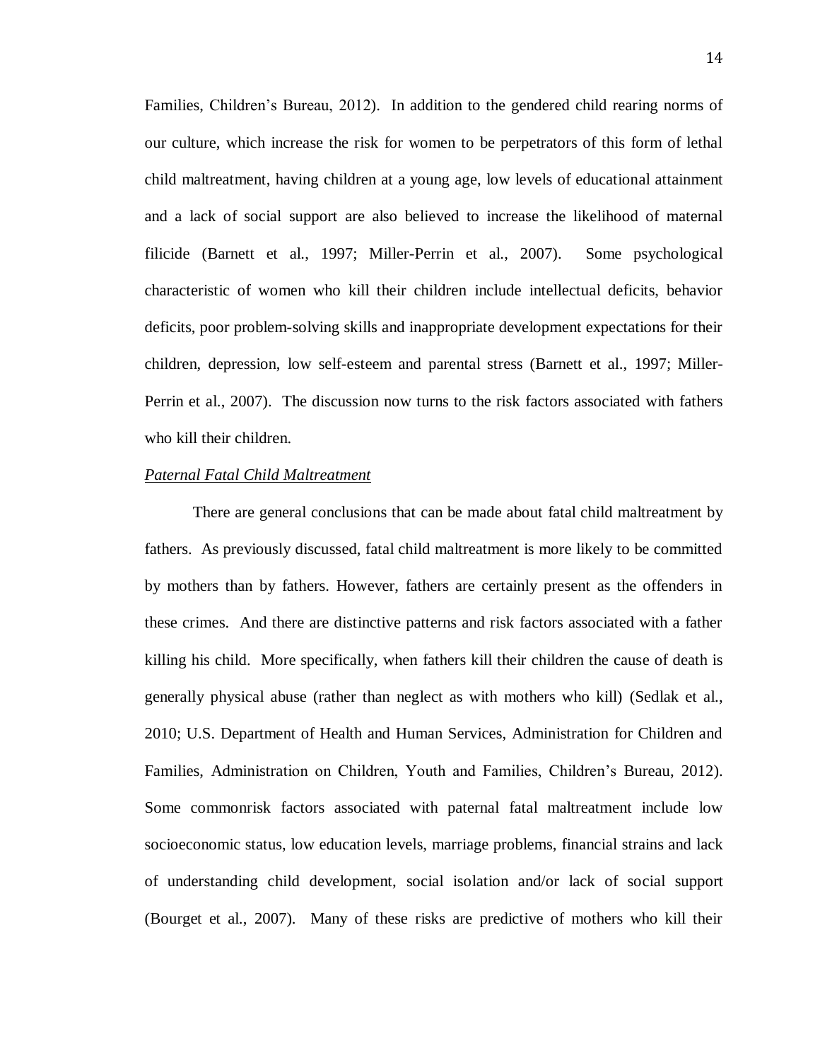Families, Children's Bureau, 2012). In addition to the gendered child rearing norms of our culture, which increase the risk for women to be perpetrators of this form of lethal child maltreatment, having children at a young age, low levels of educational attainment and a lack of social support are also believed to increase the likelihood of maternal filicide (Barnett et al., 1997; Miller-Perrin et al., 2007). Some psychological characteristic of women who kill their children include intellectual deficits, behavior deficits, poor problem-solving skills and inappropriate development expectations for their children, depression, low self-esteem and parental stress (Barnett et al., 1997; Miller-Perrin et al., 2007). The discussion now turns to the risk factors associated with fathers who kill their children.

*Paternal Fatal Child Maltreatment*

There are general conclusions that can be made about fatal child maltreatment by fathers. As previously discussed, fatal child maltreatment is more likely to be committed by mothers than by fathers. However, fathers are certainly present as the offenders in these crimes. And there are distinctive patterns and risk factors associated with a father killing his child. More specifically, when fathers kill their children the cause of death is generally physical abuse (rather than neglect as with mothers who kill) (Sedlak et al., 2010; U.S. Department of Health and Human Services, Administration for Children and Families, Administration on Children, Youth and Families, Children's Bureau, 2012). Some commonrisk factors associated with paternal fatal maltreatment include low socioeconomic status, low education levels, marriage problems, financial strains and lack of understanding child development, social isolation and/or lack of social support (Bourget et al., 2007). Many of these risks are predictive of mothers who kill their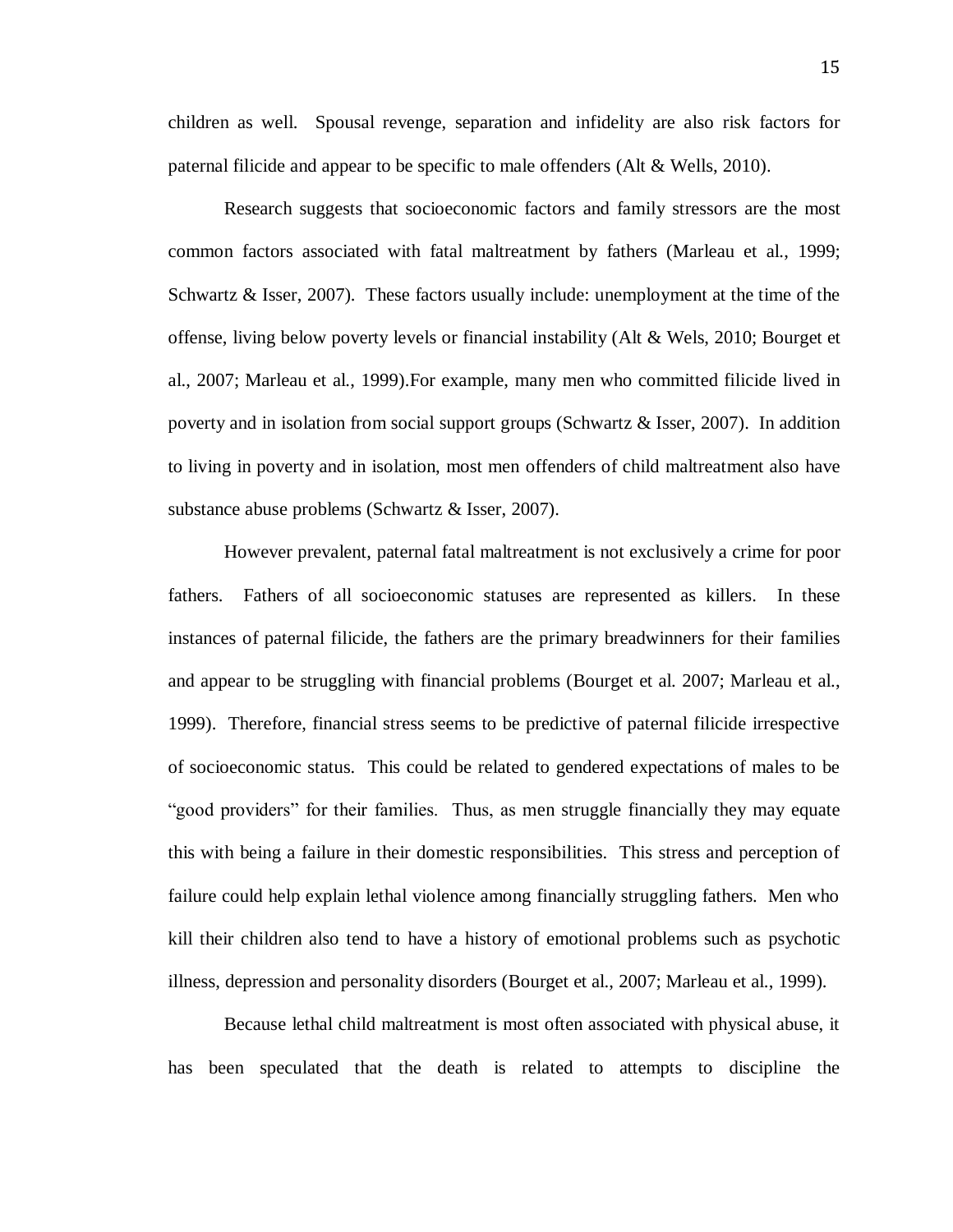children as well. Spousal revenge, separation and infidelity are also risk factors for paternal filicide and appear to be specific to male offenders (Alt & Wells, 2010).

Research suggests that socioeconomic factors and family stressors are the most common factors associated with fatal maltreatment by fathers (Marleau et al., 1999; Schwartz & Isser, 2007). These factors usually include: unemployment at the time of the offense, living below poverty levels or financial instability (Alt & Wels, 2010; Bourget et al., 2007; Marleau et al., 1999).For example, many men who committed filicide lived in poverty and in isolation from social support groups (Schwartz & Isser, 2007). In addition to living in poverty and in isolation, most men offenders of child maltreatment also have substance abuse problems (Schwartz & Isser, 2007).

However prevalent, paternal fatal maltreatment is not exclusively a crime for poor fathers. Fathers of all socioeconomic statuses are represented as killers. In these instances of paternal filicide, the fathers are the primary breadwinners for their families and appear to be struggling with financial problems (Bourget et al. 2007; Marleau et al., 1999). Therefore, financial stress seems to be predictive of paternal filicide irrespective of socioeconomic status. This could be related to gendered expectations of males to be "good providers" for their families. Thus, as men struggle financially they may equate this with being a failure in their domestic responsibilities. This stress and perception of failure could help explain lethal violence among financially struggling fathers. Men who kill their children also tend to have a history of emotional problems such as psychotic illness, depression and personality disorders (Bourget et al., 2007; Marleau et al., 1999).

Because lethal child maltreatment is most often associated with physical abuse, it has been speculated that the death is related to attempts to discipline the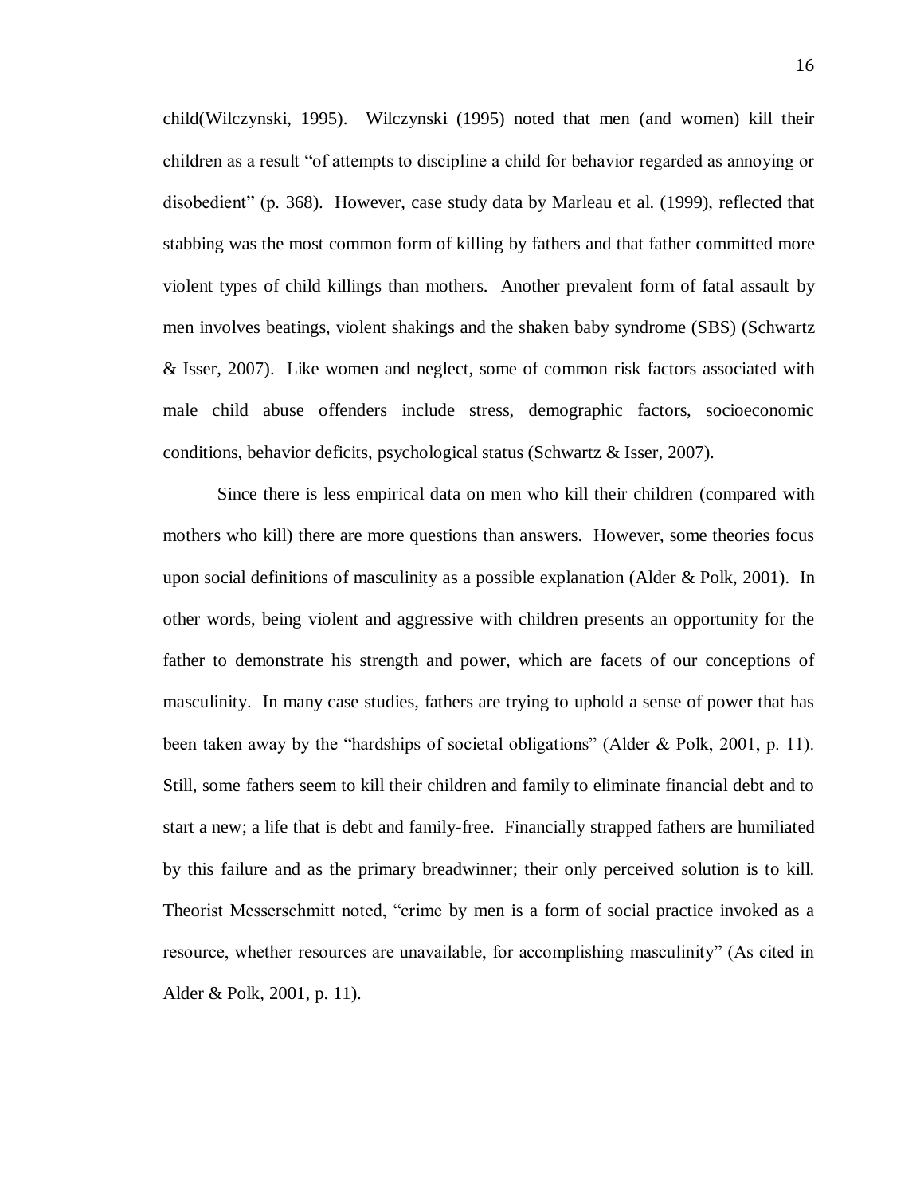child(Wilczynski, 1995). Wilczynski (1995) noted that men (and women) kill their children as a result "of attempts to discipline a child for behavior regarded as annoying or disobedient" (p. 368). However, case study data by Marleau et al. (1999), reflected that stabbing was the most common form of killing by fathers and that father committed more violent types of child killings than mothers. Another prevalent form of fatal assault by men involves beatings, violent shakings and the shaken baby syndrome (SBS) (Schwartz & Isser, 2007). Like women and neglect, some of common risk factors associated with male child abuse offenders include stress, demographic factors, socioeconomic conditions, behavior deficits, psychological status (Schwartz & Isser, 2007).

Since there is less empirical data on men who kill their children (compared with mothers who kill) there are more questions than answers. However, some theories focus upon social definitions of masculinity as a possible explanation (Alder & Polk, 2001). In other words, being violent and aggressive with children presents an opportunity for the father to demonstrate his strength and power, which are facets of our conceptions of masculinity. In many case studies, fathers are trying to uphold a sense of power that has been taken away by the "hardships of societal obligations" (Alder & Polk, 2001, p. 11). Still, some fathers seem to kill their children and family to eliminate financial debt and to start a new; a life that is debt and family-free. Financially strapped fathers are humiliated by this failure and as the primary breadwinner; their only perceived solution is to kill. Theorist Messerschmitt noted, "crime by men is a form of social practice invoked as a resource, whether resources are unavailable, for accomplishing masculinity" (As cited in Alder & Polk, 2001, p. 11).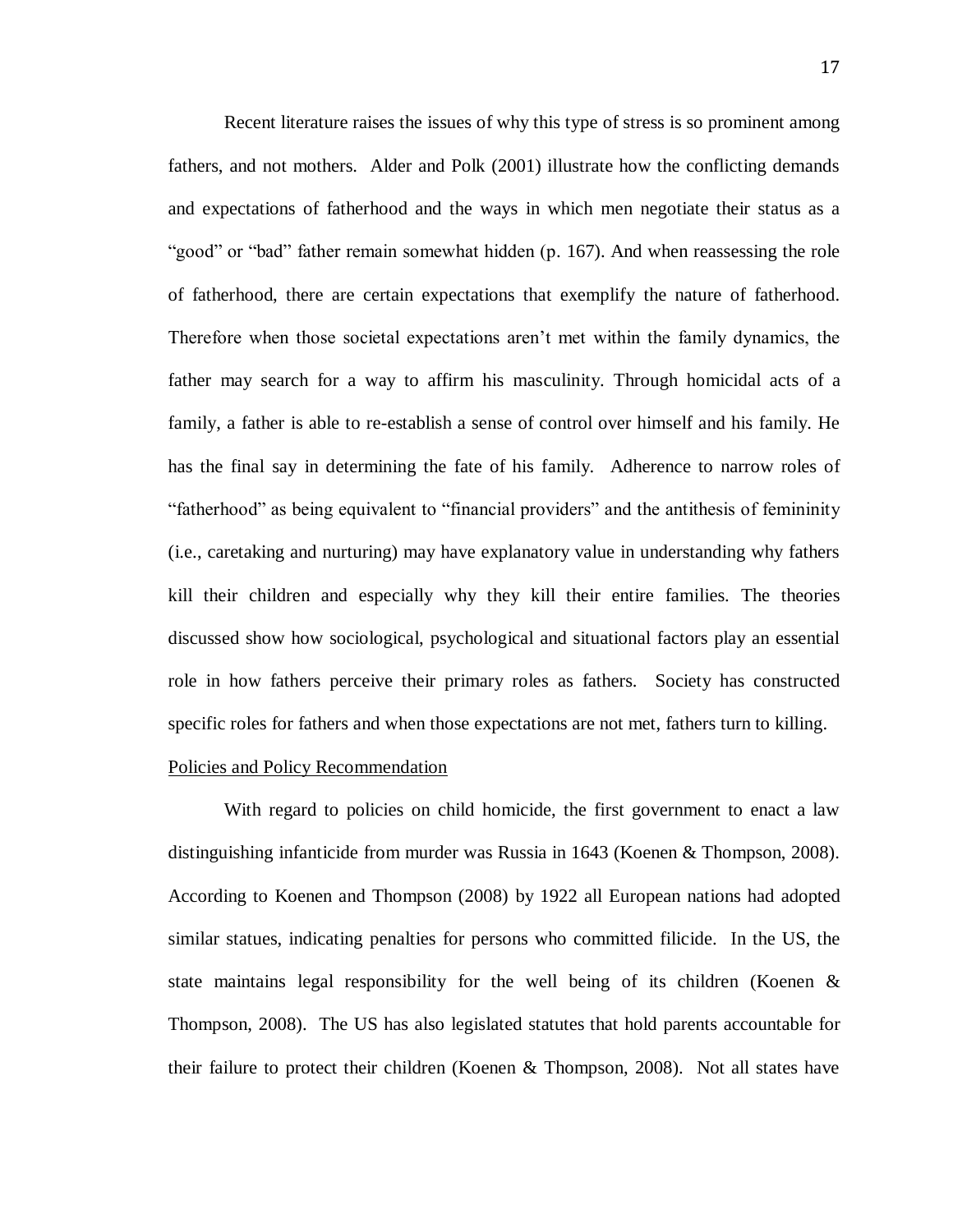Recent literature raises the issues of why this type of stress is so prominent among fathers, and not mothers. Alder and Polk (2001) illustrate how the conflicting demands and expectations of fatherhood and the ways in which men negotiate their status as a "good" or "bad" father remain somewhat hidden (p. 167). And when reassessing the role of fatherhood, there are certain expectations that exemplify the nature of fatherhood. Therefore when those societal expectations aren't met within the family dynamics, the father may search for a way to affirm his masculinity. Through homicidal acts of a family, a father is able to re-establish a sense of control over himself and his family. He has the final say in determining the fate of his family. Adherence to narrow roles of "fatherhood" as being equivalent to "financial providers" and the antithesis of femininity (i.e., caretaking and nurturing) may have explanatory value in understanding why fathers kill their children and especially why they kill their entire families. The theories discussed show how sociological, psychological and situational factors play an essential role in how fathers perceive their primary roles as fathers. Society has constructed specific roles for fathers and when those expectations are not met, fathers turn to killing.

Policies and Policy Recommendation

With regard to policies on child homicide, the first government to enact a law distinguishing infanticide from murder was Russia in 1643 (Koenen & Thompson, 2008). According to Koenen and Thompson (2008) by 1922 all European nations had adopted similar statues, indicating penalties for persons who committed filicide. In the US, the state maintains legal responsibility for the well being of its children (Koenen & Thompson, 2008). The US has also legislated statutes that hold parents accountable for their failure to protect their children (Koenen & Thompson, 2008). Not all states have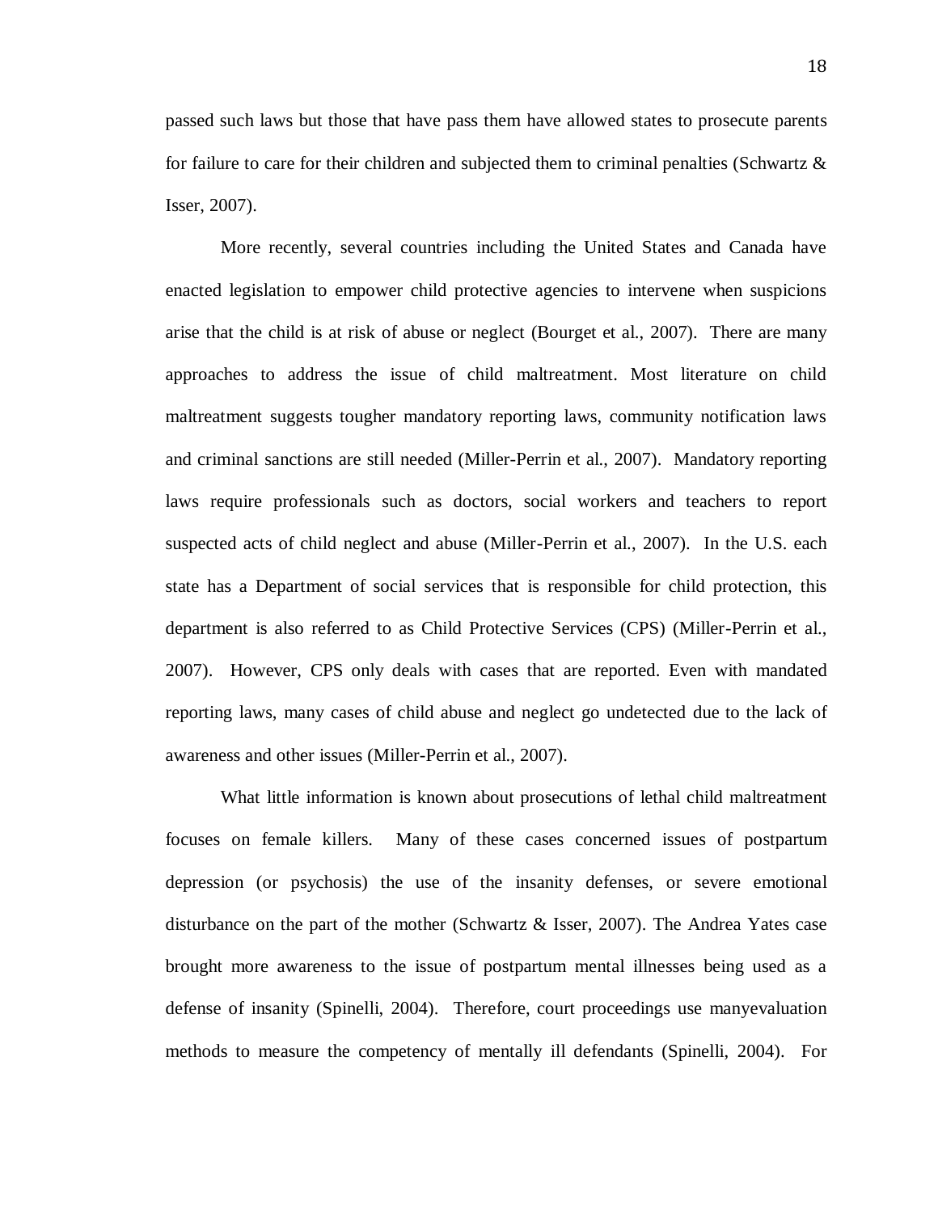passed such laws but those that have pass them have allowed states to prosecute parents for failure to care for their children and subjected them to criminal penalties (Schwartz & Isser, 2007).

More recently, several countries including the United States and Canada have enacted legislation to empower child protective agencies to intervene when suspicions arise that the child is at risk of abuse or neglect (Bourget et al., 2007). There are many approaches to address the issue of child maltreatment. Most literature on child maltreatment suggests tougher mandatory reporting laws, community notification laws and criminal sanctions are still needed (Miller-Perrin et al., 2007). Mandatory reporting laws require professionals such as doctors, social workers and teachers to report suspected acts of child neglect and abuse (Miller-Perrin et al., 2007). In the U.S. each state has a Department of social services that is responsible for child protection, this department is also referred to as Child Protective Services (CPS) (Miller-Perrin et al., 2007). However, CPS only deals with cases that are reported. Even with mandated reporting laws, many cases of child abuse and neglect go undetected due to the lack of awareness and other issues (Miller-Perrin et al., 2007).

What little information is known about prosecutions of lethal child maltreatment focuses on female killers. Many of these cases concerned issues of postpartum depression (or psychosis) the use of the insanity defenses, or severe emotional disturbance on the part of the mother (Schwartz & Isser, 2007). The Andrea Yates case brought more awareness to the issue of postpartum mental illnesses being used as a defense of insanity (Spinelli, 2004). Therefore, court proceedings use manyevaluation methods to measure the competency of mentally ill defendants (Spinelli, 2004). For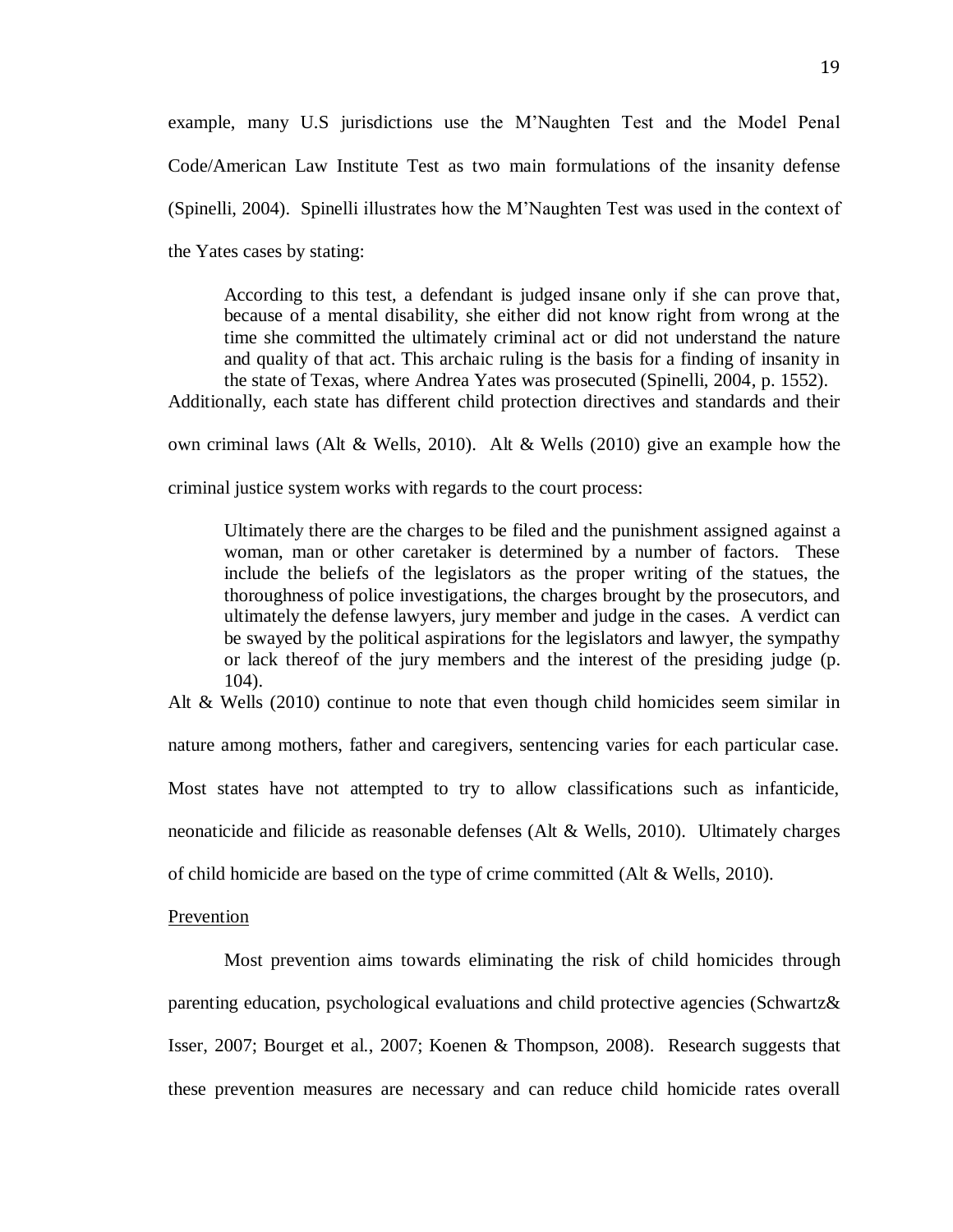example, many U.S jurisdictions use the M'Naughten Test and the Model Penal Code/American Law Institute Test as two main formulations of the insanity defense (Spinelli, 2004). Spinelli illustrates how the M'Naughten Test was used in the context of the Yates cases by stating:

> According to this test, a defendant is judged insane only if she can prove that, because of a mental disability, she either did not know right from wrong at the time she committed the ultimately criminal act or did not understand the nature and quality of that act. This archaic ruling is the basis for a finding of insanity in the state of Texas, where Andrea Yates was prosecuted (Spinelli, 2004, p. 1552).

Additionally, each state has different child protection directives and standards and their own criminal laws (Alt & Wells, 2010). Alt & Wells (2010) give an example how the criminal justice system works with regards to the court process:

> Ultimately there are the charges to be filed and the punishment assigned against a woman, man or other caretaker is determined by a number of factors. These include the beliefs of the legislators as the proper writing of the statues, the thoroughness of police investigations, the charges brought by the prosecutors, and ultimately the defense lawyers, jury member and judge in the cases. A verdict can be swayed by the political aspirations for the legislators and lawyer, the sympathy or lack thereof of the jury members and the interest of the presiding judge (p. 104).

Alt & Wells (2010) continue to note that even though child homicides seem similar in nature among mothers, father and caregivers, sentencing varies for each particular case. Most states have not attempted to try to allow classifications such as infanticide, neonaticide and filicide as reasonable defenses (Alt & Wells, 2010). Ultimately charges of child homicide are based on the type of crime committed (Alt & Wells, 2010).

## Prevention

Most prevention aims towards eliminating the risk of child homicides through parenting education, psychological evaluations and child protective agencies (Schwartz& Isser, 2007; Bourget et al., 2007; Koenen & Thompson, 2008). Research suggests that these prevention measures are necessary and can reduce child homicide rates overall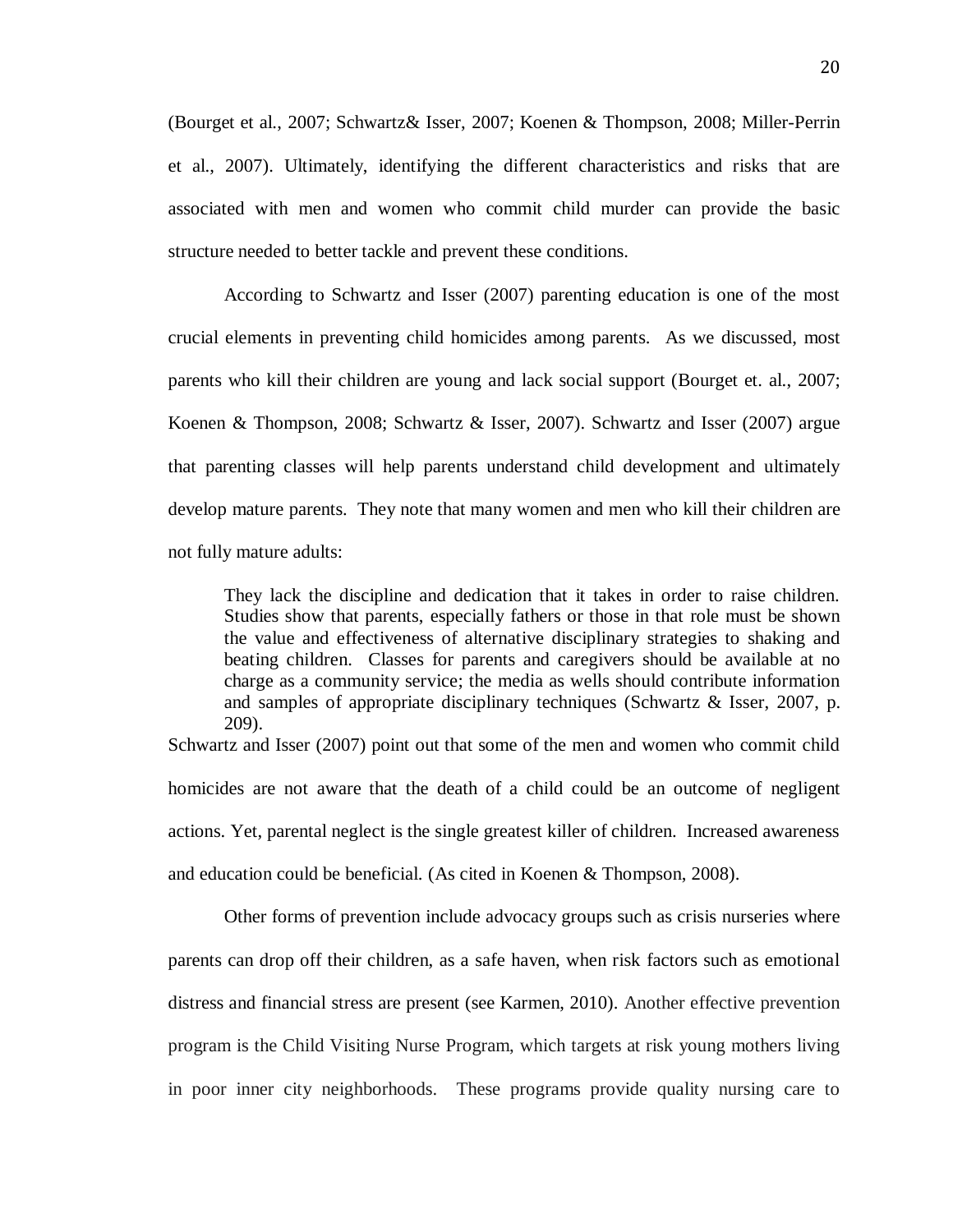(Bourget et al., 2007; Schwartz& Isser, 2007; Koenen & Thompson, 2008; Miller-Perrin et al., 2007). Ultimately, identifying the different characteristics and risks that are associated with men and women who commit child murder can provide the basic structure needed to better tackle and prevent these conditions.

According to Schwartz and Isser (2007) parenting education is one of the most crucial elements in preventing child homicides among parents. As we discussed, most parents who kill their children are young and lack social support (Bourget et. al., 2007; Koenen & Thompson, 2008; Schwartz & Isser, 2007). Schwartz and Isser (2007) argue that parenting classes will help parents understand child development and ultimately develop mature parents. They note that many women and men who kill their children are not fully mature adults:

> They lack the discipline and dedication that it takes in order to raise children. Studies show that parents, especially fathers or those in that role must be shown the value and effectiveness of alternative disciplinary strategies to shaking and beating children. Classes for parents and caregivers should be available at no charge as a community service; the media as wells should contribute information and samples of appropriate disciplinary techniques (Schwartz & Isser, 2007, p. 209).

Schwartz and Isser (2007) point out that some of the men and women who commit child homicides are not aware that the death of a child could be an outcome of negligent actions. Yet, parental neglect is the single greatest killer of children. Increased awareness and education could be beneficial. (As cited in Koenen & Thompson, 2008).

Other forms of prevention include advocacy groups such as crisis nurseries where parents can drop off their children, as a safe haven, when risk factors such as emotional distress and financial stress are present (see Karmen, 2010). Another effective prevention program is the Child Visiting Nurse Program, which targets at risk young mothers living in poor inner city neighborhoods. These programs provide quality nursing care to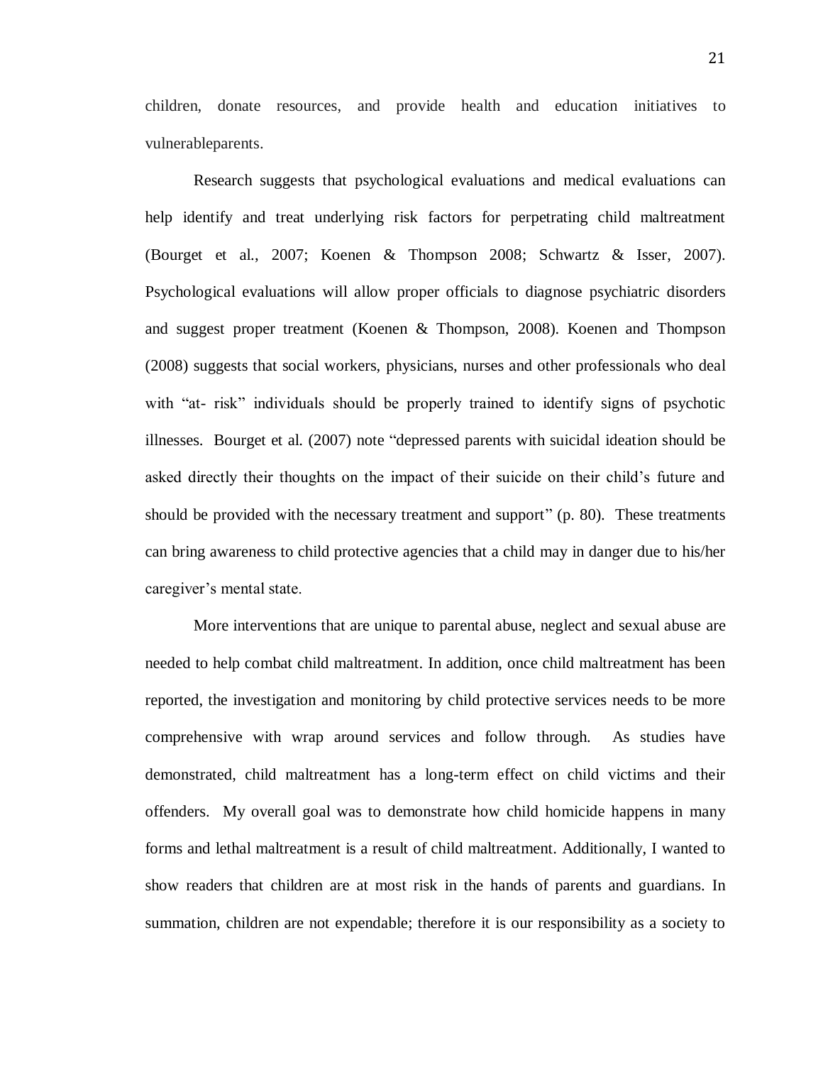children, donate resources, and provide health and education initiatives to vulnerableparents.

Research suggests that psychological evaluations and medical evaluations can help identify and treat underlying risk factors for perpetrating child maltreatment (Bourget et al., 2007; Koenen & Thompson 2008; Schwartz & Isser, 2007). Psychological evaluations will allow proper officials to diagnose psychiatric disorders and suggest proper treatment (Koenen & Thompson, 2008). Koenen and Thompson (2008) suggests that social workers, physicians, nurses and other professionals who deal with "at- risk" individuals should be properly trained to identify signs of psychotic illnesses. Bourget et al. (2007) note "depressed parents with suicidal ideation should be asked directly their thoughts on the impact of their suicide on their child's future and should be provided with the necessary treatment and support" (p. 80). These treatments can bring awareness to child protective agencies that a child may in danger due to his/her caregiver's mental state.

More interventions that are unique to parental abuse, neglect and sexual abuse are needed to help combat child maltreatment. In addition, once child maltreatment has been reported, the investigation and monitoring by child protective services needs to be more comprehensive with wrap around services and follow through. As studies have demonstrated, child maltreatment has a long-term effect on child victims and their offenders. My overall goal was to demonstrate how child homicide happens in many forms and lethal maltreatment is a result of child maltreatment. Additionally, I wanted to show readers that children are at most risk in the hands of parents and guardians. In summation, children are not expendable; therefore it is our responsibility as a society to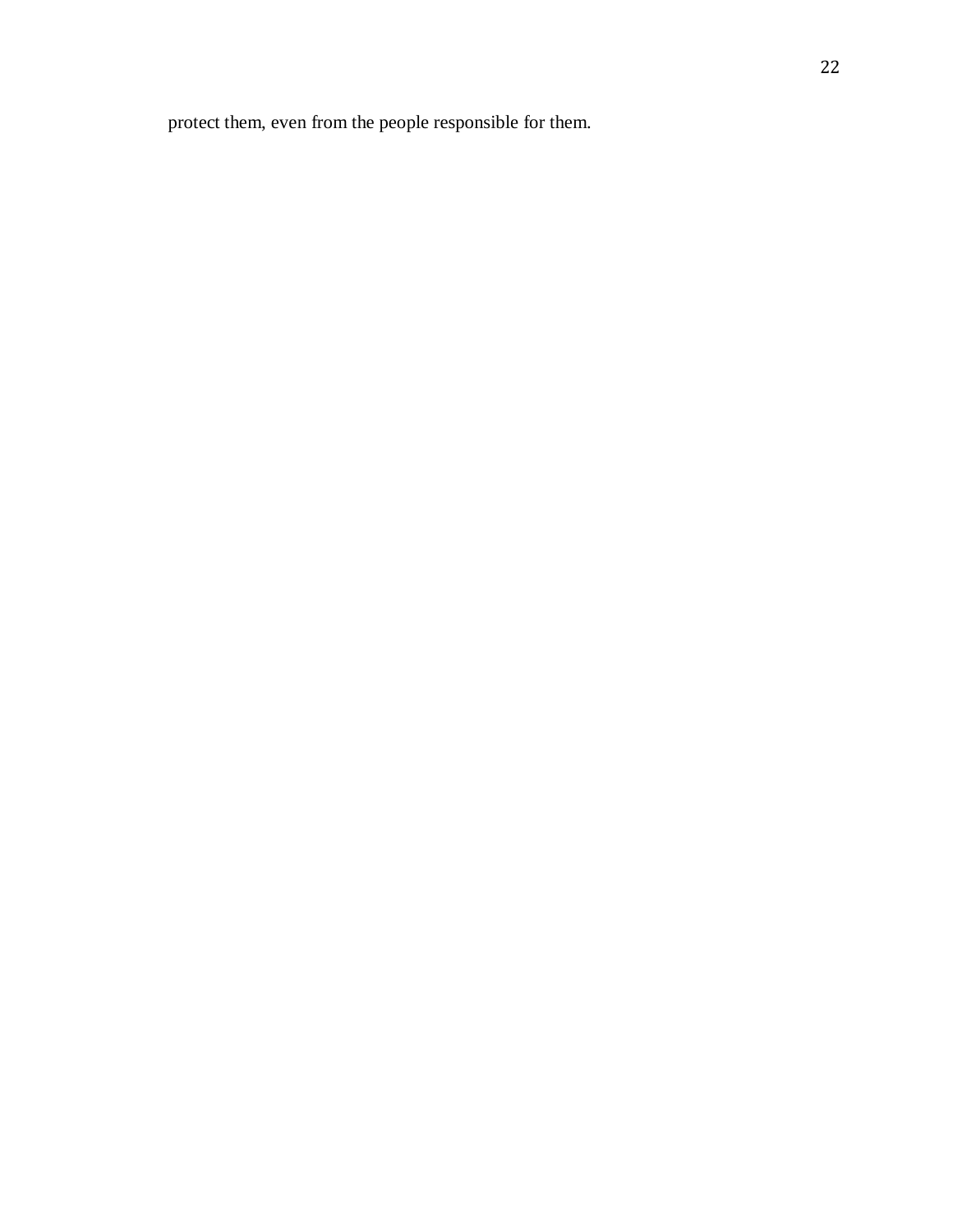protect them, even from the people responsible for them.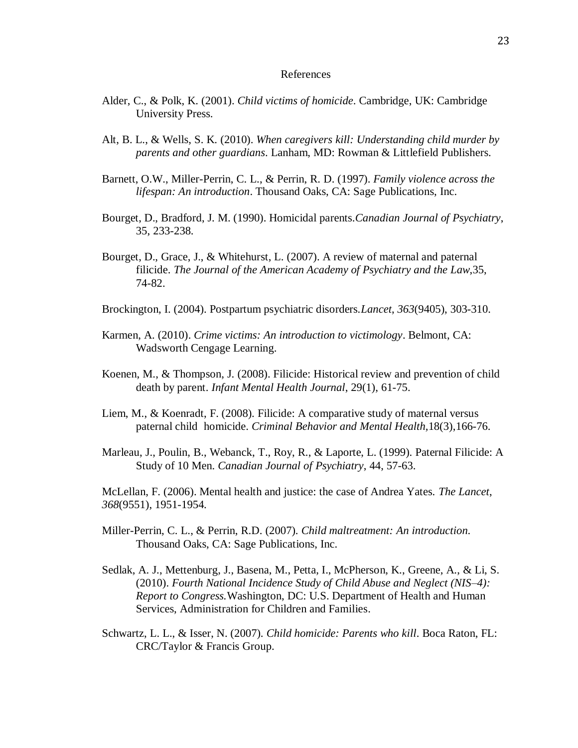# References

Alder, C., & Polk, K. (2001). *Child victims of homicide*. Cambridge, UK: Cambridge University Press.

Alt, B. L., & Wells, S. K. (2010). *When caregivers kill: Understanding child murder by parents and other guardians*. Lanham, MD: Rowman & Littlefield Publishers.

Barnett, O.W., Miller-Perrin, C. L., & Perrin, R. D. (1997). *Family violence across the lifespan: An introduction*. Thousand Oaks, CA: Sage Publications, Inc.

Bourget, D., Bradford, J. M. (1990). Homicidal parents.*Canadian Journal of Psychiatry*, 35, 233-238.

Bourget, D., Grace, J., & Whitehurst, L. (2007). A review of maternal and paternal filicide. *The Journal of the American Academy of Psychiatry and the Law*,35, 74-82.

Brockington, I. (2004). Postpartum psychiatric disorders.*Lancet*, *363*(9405), 303-310.

Karmen, A. (2010). *Crime victims: An introduction to victimology*. Belmont, CA: Wadsworth Cengage Learning.

Koenen, M., & Thompson, J. (2008). Filicide: Historical review and prevention of child death by parent. *Infant Mental Health Journal,* 29(1), 61-75.

Liem, M., & Koenradt, F. (2008). Filicide: A comparative study of maternal versus paternal child homicide. *Criminal Behavior and Mental Health*,18(3),166-76.

Marleau, J., Poulin, B., Webanck, T., Roy, R., & Laporte, L. (1999). Paternal Filicide: A Study of 10 Men. *Canadian Journal of Psychiatry*, 44, 57-63.

McLellan, F. (2006). Mental health and justice: the case of Andrea Yates. *The Lancet*, *368*(9551), 1951-1954.

Miller-Perrin, C. L., & Perrin, R.D. (2007). *Child maltreatment: An introduction.* Thousand Oaks, CA: Sage Publications, Inc.

Sedlak, A. J., Mettenburg, J., Basena, M., Petta, I., McPherson, K., Greene, A., & Li, S. (2010). *Fourth National Incidence Study of Child Abuse and Neglect (NIS–4): Report to Congress.*Washington, DC: U.S. Department of Health and Human Services, Administration for Children and Families.

Schwartz, L. L., & Isser, N. (2007). *Child homicide: Parents who kill*. Boca Raton, FL: CRC/Taylor & Francis Group.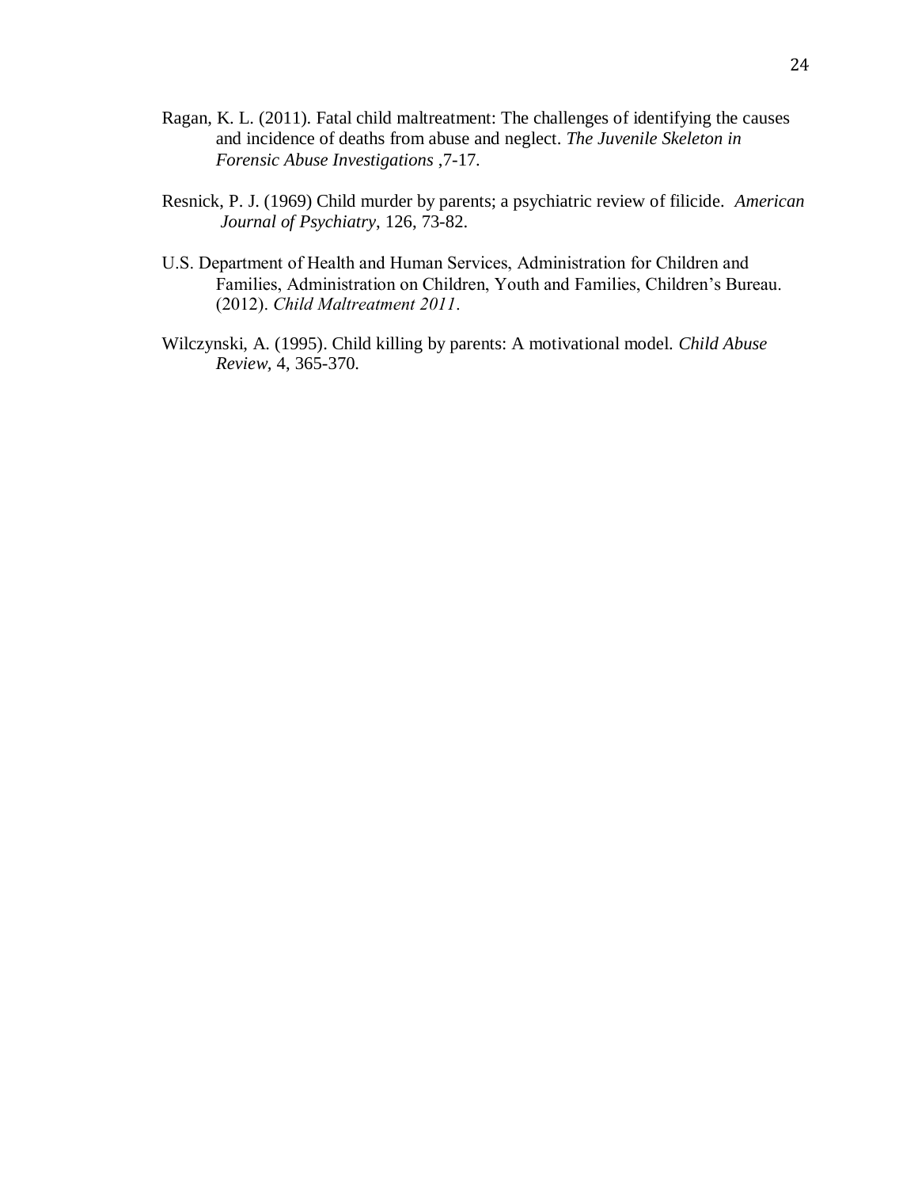Ragan, K. L. (2011). Fatal child maltreatment: The challenges of identifying the causes and incidence of deaths from abuse and neglect. *The Juvenile Skeleton in Forensic Abuse Investigations* ,7-17.

Resnick, P. J. (1969) Child murder by parents; a psychiatric review of filicide. *American Journal of Psychiatry*, 126, 73-82.

U.S. Department of Health and Human Services, Administration for Children and Families, Administration on Children, Youth and Families, Children's Bureau. (2012). *Child Maltreatment 2011*.

Wilczynski, A. (1995). Child killing by parents: A motivational model. *Child Abuse Review,* 4, 365-370.